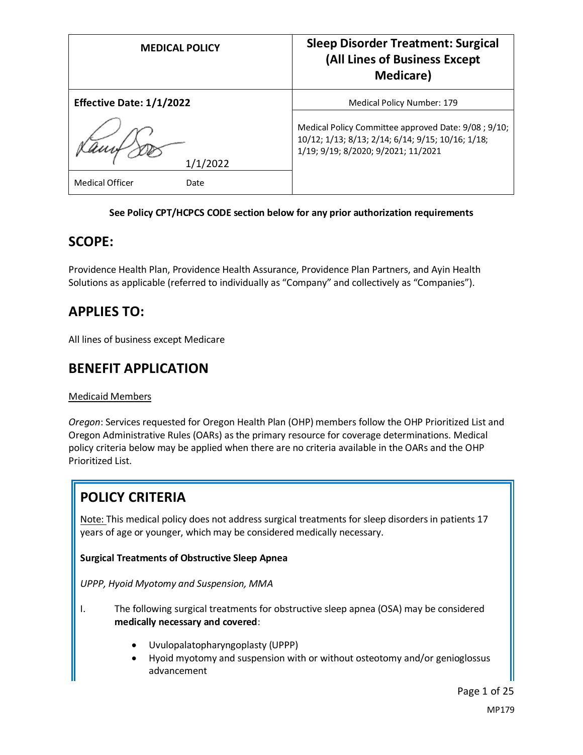| MEDICAL POLICY | Sleep Disorder Treatment: Surgical (All Lines of Business Except Medicare) |
| --- | --- |
| **Effective Date: 1/1/2022** | Medical Policy Number: 179 |
| 1/1/2022 | Medical Policy Committee approved Date: 9/08 ; 9/10; 10/12; 1/13; 8/13; 2/14; 6/14; 9/15; 10/16; 1/18; 1/19; 9/19; 8/2020; 9/2021; 11/2021 |
| Medical Officer Date | |

**See Policy CPT/HCPCS CODE section below for any prior authorization requirements**

## SCOPE:

Providence Health Plan, Providence Health Assurance, Providence Plan Partners, and Ayin Health Solutions as applicable (referred to individually as "Company" and collectively as "Companies").

## APPLIES TO:

All lines of business except Medicare

## BENEFIT APPLICATION

Medicaid Members

*Oregon*: Services requested for Oregon Health Plan (OHP) members follow the OHP Prioritized List and Oregon Administrative Rules (OARs) as the primary resource for coverage determinations. Medical policy criteria below may be applied when there are no criteria available in the OARs and the OHP Prioritized List.

## POLICY CRITERIA

Note: This medical policy does not address surgical treatments for sleep disorders in patients 17 years of age or younger, which may be considered medically necessary.

**Surgical Treatments of Obstructive Sleep Apnea**

*UPPP, Hyoid Myotomy and Suspension, MMA*

I. The following surgical treatments for obstructive sleep apnea (OSA) may be considered **medically necessary and covered**:

- Uvulopalatopharyngoplasty (UPPP)
- Hyoid myotomy and suspension with or without osteotomy and/or genioglossus advancement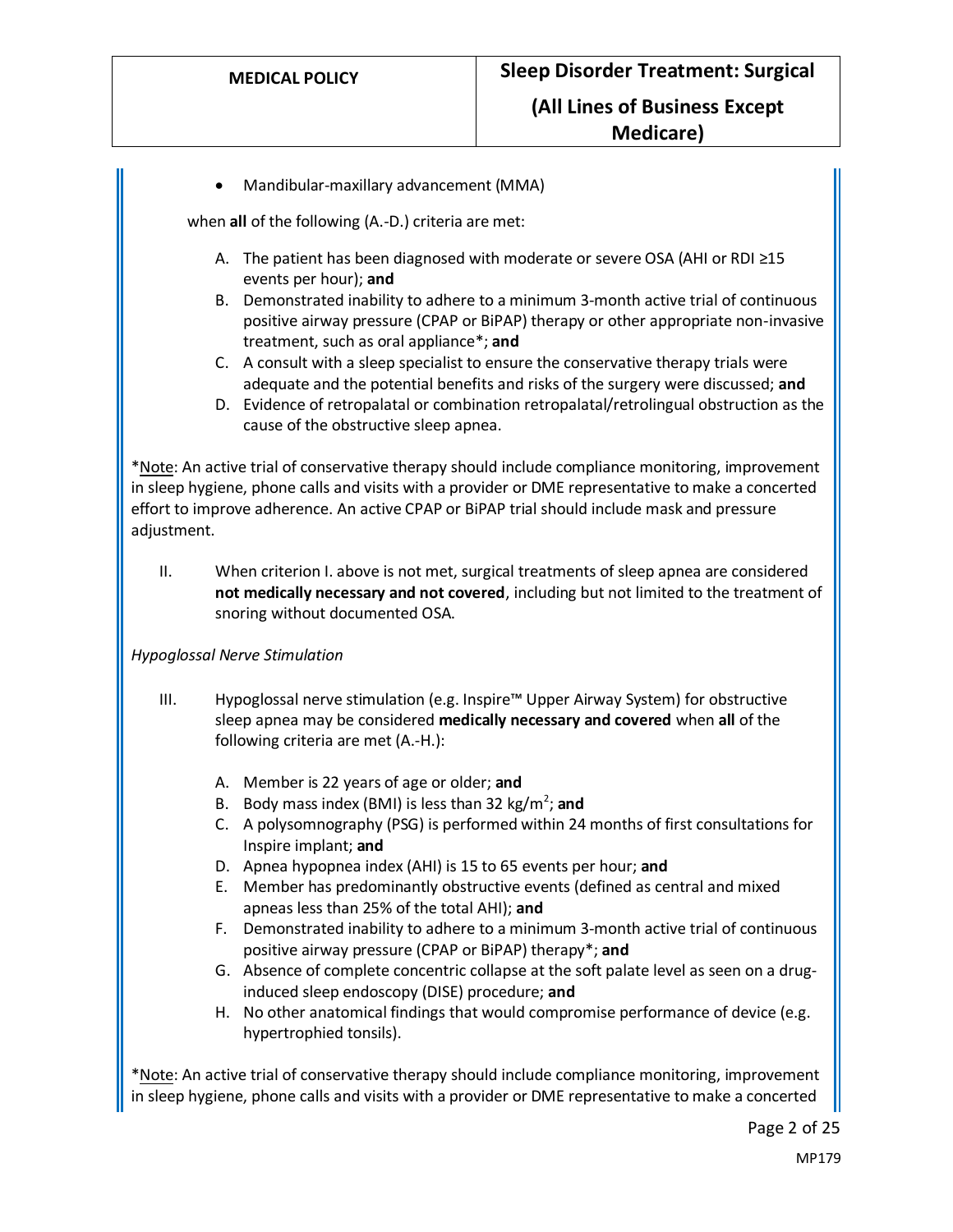- Mandibular-maxillary advancement (MMA)

when **all** of the following (A.-D.) criteria are met:

A. The patient has been diagnosed with moderate or severe OSA (AHI or RDI ≥15 events per hour); **and**
B. Demonstrated inability to adhere to a minimum 3-month active trial of continuous positive airway pressure (CPAP or BiPAP) therapy or other appropriate non-invasive treatment, such as oral appliance*; **and**
C. A consult with a sleep specialist to ensure the conservative therapy trials were adequate and the potential benefits and risks of the surgery were discussed; **and**
D. Evidence of retropalatal or combination retropalatal/retrolingual obstruction as the cause of the obstructive sleep apnea.

*Note: An active trial of conservative therapy should include compliance monitoring, improvement in sleep hygiene, phone calls and visits with a provider or DME representative to make a concerted effort to improve adherence. An active CPAP or BiPAP trial should include mask and pressure adjustment.

II. When criterion I. above is not met, surgical treatments of sleep apnea are considered **not medically necessary and not covered**, including but not limited to the treatment of snoring without documented OSA.

*Hypoglossal Nerve Stimulation*

III. Hypoglossal nerve stimulation (e.g. Inspire™ Upper Airway System) for obstructive sleep apnea may be considered **medically necessary and covered** when **all** of the following criteria are met (A.-H.):

A. Member is 22 years of age or older; **and**
B. Body mass index (BMI) is less than 32 kg/m$^2$; **and**
C. A polysomnography (PSG) is performed within 24 months of first consultations for Inspire implant; **and**
D. Apnea hypopnea index (AHI) is 15 to 65 events per hour; **and**
E. Member has predominantly obstructive events (defined as central and mixed apneas less than 25% of the total AHI); **and**
F. Demonstrated inability to adhere to a minimum 3-month active trial of continuous positive airway pressure (CPAP or BiPAP) therapy*; **and**
G. Absence of complete concentric collapse at the soft palate level as seen on a drug-induced sleep endoscopy (DISE) procedure; **and**
H. No other anatomical findings that would compromise performance of device (e.g. hypertrophied tonsils).

*Note: An active trial of conservative therapy should include compliance monitoring, improvement in sleep hygiene, phone calls and visits with a provider or DME representative to make a concerted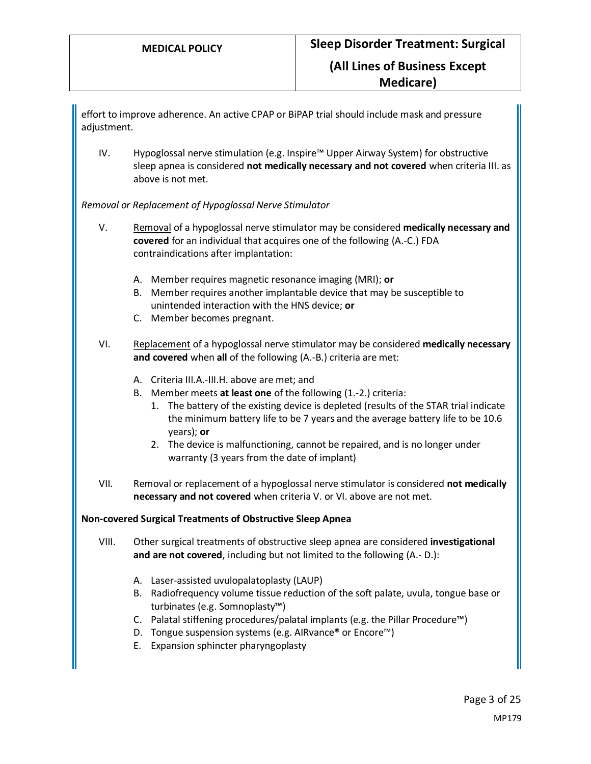effort to improve adherence. An active CPAP or BiPAP trial should include mask and pressure adjustment.

IV. Hypoglossal nerve stimulation (e.g. Inspire™ Upper Airway System) for obstructive sleep apnea is considered **not medically necessary and not covered** when criteria III. as above is not met.

*Removal or Replacement of Hypoglossal Nerve Stimulator*

V. Removal of a hypoglossal nerve stimulator may be considered **medically necessary and covered** for an individual that acquires one of the following (A.-C.) FDA contraindications after implantation:

   A. Member requires magnetic resonance imaging (MRI); **or**
   B. Member requires another implantable device that may be susceptible to unintended interaction with the HNS device; **or**
   C. Member becomes pregnant.

VI. Replacement of a hypoglossal nerve stimulator may be considered **medically necessary and covered** when **all** of the following (A.-B.) criteria are met:

   A. Criteria III.A.-III.H. above are met; and
   B. Member meets **at least one** of the following (1.-2.) criteria:
      1. The battery of the existing device is depleted (results of the STAR trial indicate the minimum battery life to be 7 years and the average battery life to be 10.6 years); **or**
      2. The device is malfunctioning, cannot be repaired, and is no longer under warranty (3 years from the date of implant)

VII. Removal or replacement of a hypoglossal nerve stimulator is considered **not medically necessary and not covered** when criteria V. or VI. above are not met.

**Non-covered Surgical Treatments of Obstructive Sleep Apnea**

VIII. Other surgical treatments of obstructive sleep apnea are considered **investigational and are not covered**, including but not limited to the following (A.- D.):

   A. Laser-assisted uvulopalatoplasty (LAUP)
   B. Radiofrequency volume tissue reduction of the soft palate, uvula, tongue base or turbinates (e.g. Somnoplasty™)
   C. Palatal stiffening procedures/palatal implants (e.g. the Pillar Procedure™)
   D. Tongue suspension systems (e.g. AIRvance® or Encore™)
   E. Expansion sphincter pharyngoplasty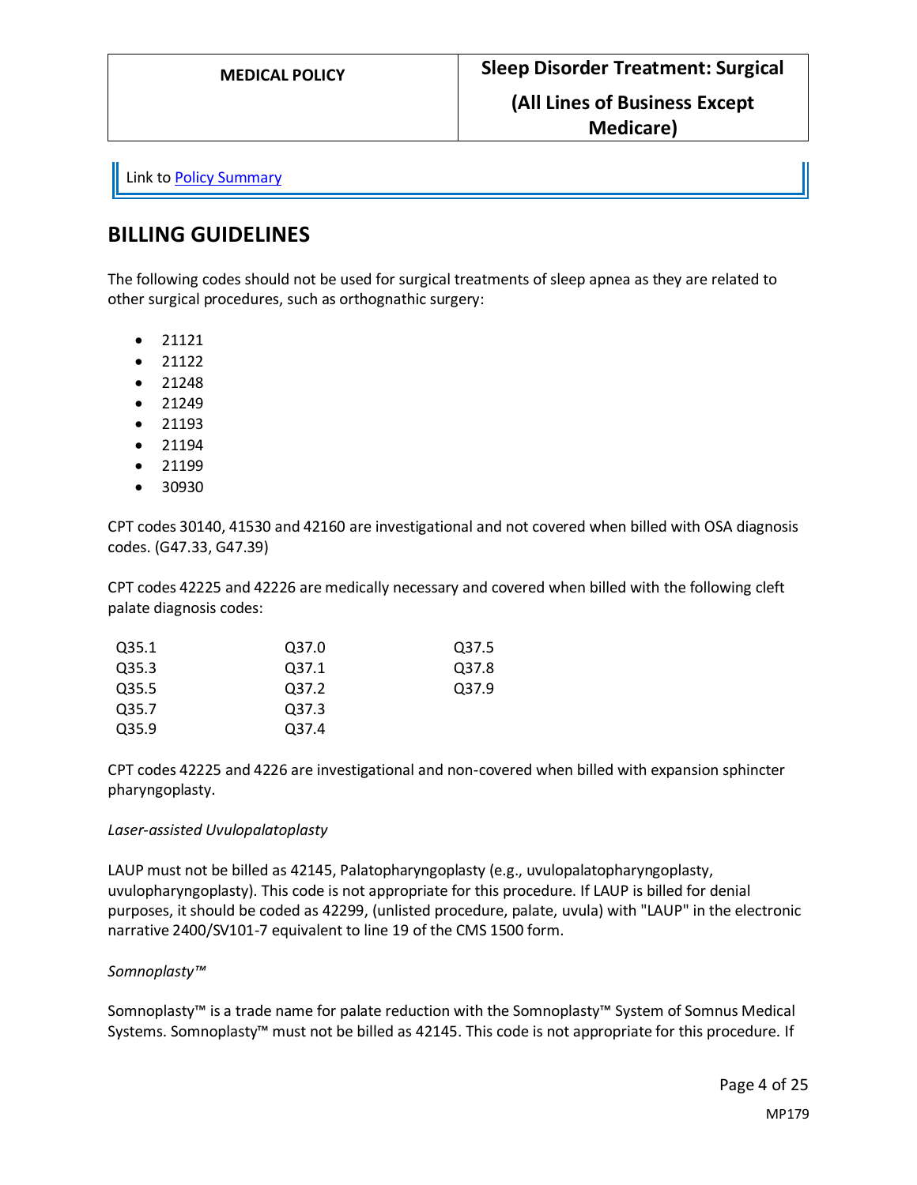Link to Policy Summary

## BILLING GUIDELINES

The following codes should not be used for surgical treatments of sleep apnea as they are related to other surgical procedures, such as orthognathic surgery:

- 21121
- 21122
- 21248
- 21249
- 21193
- 21194
- 21199
- 30930

CPT codes 30140, 41530 and 42160 are investigational and not covered when billed with OSA diagnosis codes. (G47.33, G47.39)

CPT codes 42225 and 42226 are medically necessary and covered when billed with the following cleft palate diagnosis codes:

| | | |
|---|---|---|
| Q35.1 | Q37.0 | Q37.5 |
| Q35.3 | Q37.1 | Q37.8 |
| Q35.5 | Q37.2 | Q37.9 |
| Q35.7 | Q37.3 | |
| Q35.9 | Q37.4 | |

CPT codes 42225 and 4226 are investigational and non-covered when billed with expansion sphincter pharyngoplasty.

*Laser-assisted Uvulopalatoplasty*

LAUP must not be billed as 42145, Palatopharyngoplasty (e.g., uvulopalatopharyngoplasty, uvulopharyngoplasty). This code is not appropriate for this procedure. If LAUP is billed for denial purposes, it should be coded as 42299, (unlisted procedure, palate, uvula) with "LAUP" in the electronic narrative 2400/SV101-7 equivalent to line 19 of the CMS 1500 form.

*Somnoplasty™*

Somnoplasty™ is a trade name for palate reduction with the Somnoplasty™ System of Somnus Medical Systems. Somnoplasty™ must not be billed as 42145. This code is not appropriate for this procedure. If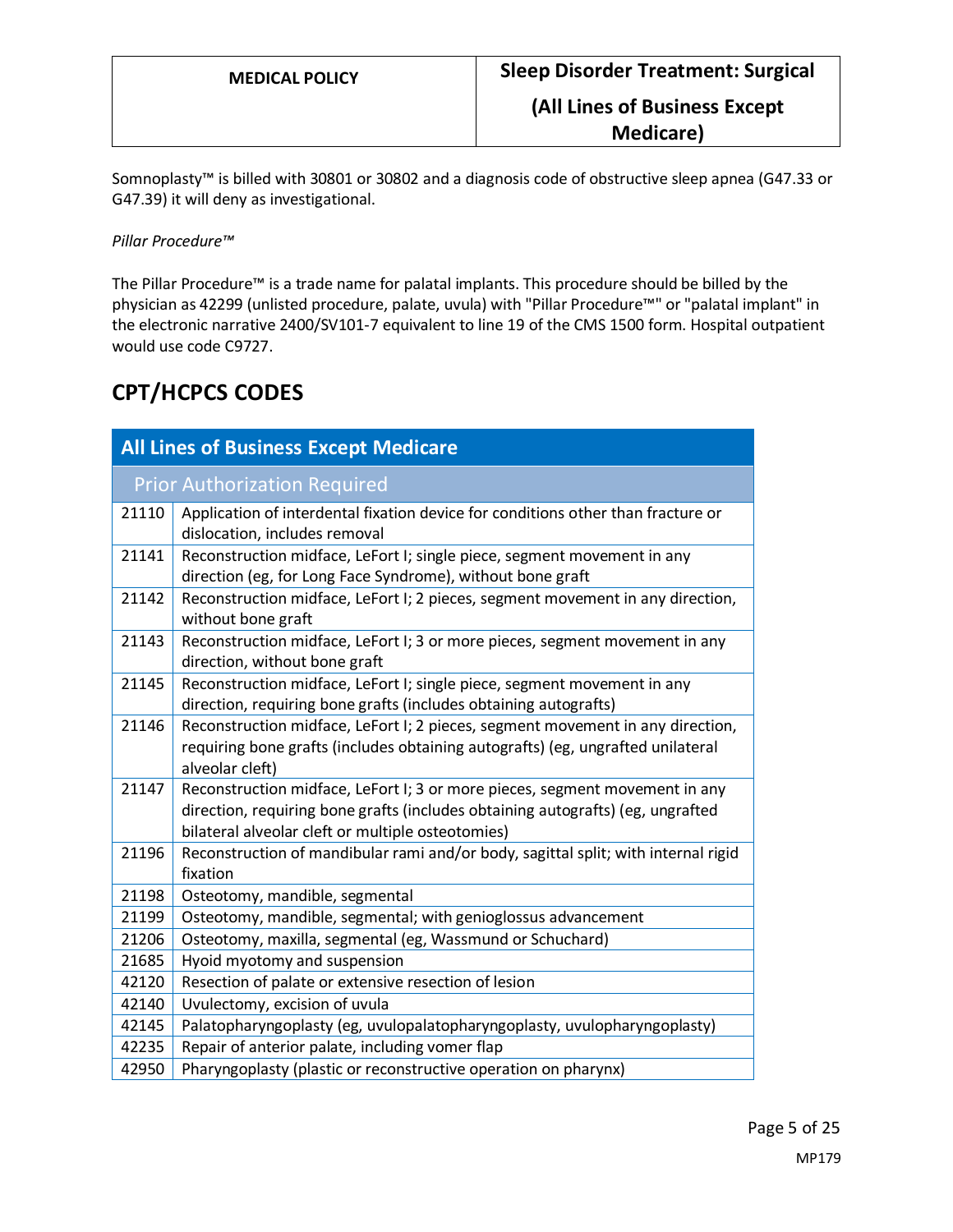Somnoplasty™ is billed with 30801 or 30802 and a diagnosis code of obstructive sleep apnea (G47.33 or G47.39) it will deny as investigational.

*Pillar Procedure™*

The Pillar Procedure™ is a trade name for palatal implants. This procedure should be billed by the physician as 42299 (unlisted procedure, palate, uvula) with "Pillar Procedure™" or "palatal implant" in the electronic narrative 2400/SV101-7 equivalent to line 19 of the CMS 1500 form. Hospital outpatient would use code C9727.

## CPT/HCPCS CODES

| All Lines of Business Except Medicare | |
|---|---|
| **Prior Authorization Required** | |
| 21110 | Application of interdental fixation device for conditions other than fracture or dislocation, includes removal |
| 21141 | Reconstruction midface, LeFort I; single piece, segment movement in any direction (eg, for Long Face Syndrome), without bone graft |
| 21142 | Reconstruction midface, LeFort I; 2 pieces, segment movement in any direction, without bone graft |
| 21143 | Reconstruction midface, LeFort I; 3 or more pieces, segment movement in any direction, without bone graft |
| 21145 | Reconstruction midface, LeFort I; single piece, segment movement in any direction, requiring bone grafts (includes obtaining autografts) |
| 21146 | Reconstruction midface, LeFort I; 2 pieces, segment movement in any direction, requiring bone grafts (includes obtaining autografts) (eg, ungrafted unilateral alveolar cleft) |
| 21147 | Reconstruction midface, LeFort I; 3 or more pieces, segment movement in any direction, requiring bone grafts (includes obtaining autografts) (eg, ungrafted bilateral alveolar cleft or multiple osteotomies) |
| 21196 | Reconstruction of mandibular rami and/or body, sagittal split; with internal rigid fixation |
| 21198 | Osteotomy, mandible, segmental |
| 21199 | Osteotomy, mandible, segmental; with genioglossus advancement |
| 21206 | Osteotomy, maxilla, segmental (eg, Wassmund or Schuchard) |
| 21685 | Hyoid myotomy and suspension |
| 42120 | Resection of palate or extensive resection of lesion |
| 42140 | Uvulectomy, excision of uvula |
| 42145 | Palatopharyngoplasty (eg, uvulopalatopharyngoplasty, uvulopharyngoplasty) |
| 42235 | Repair of anterior palate, including vomer flap |
| 42950 | Pharyngoplasty (plastic or reconstructive operation on pharynx) |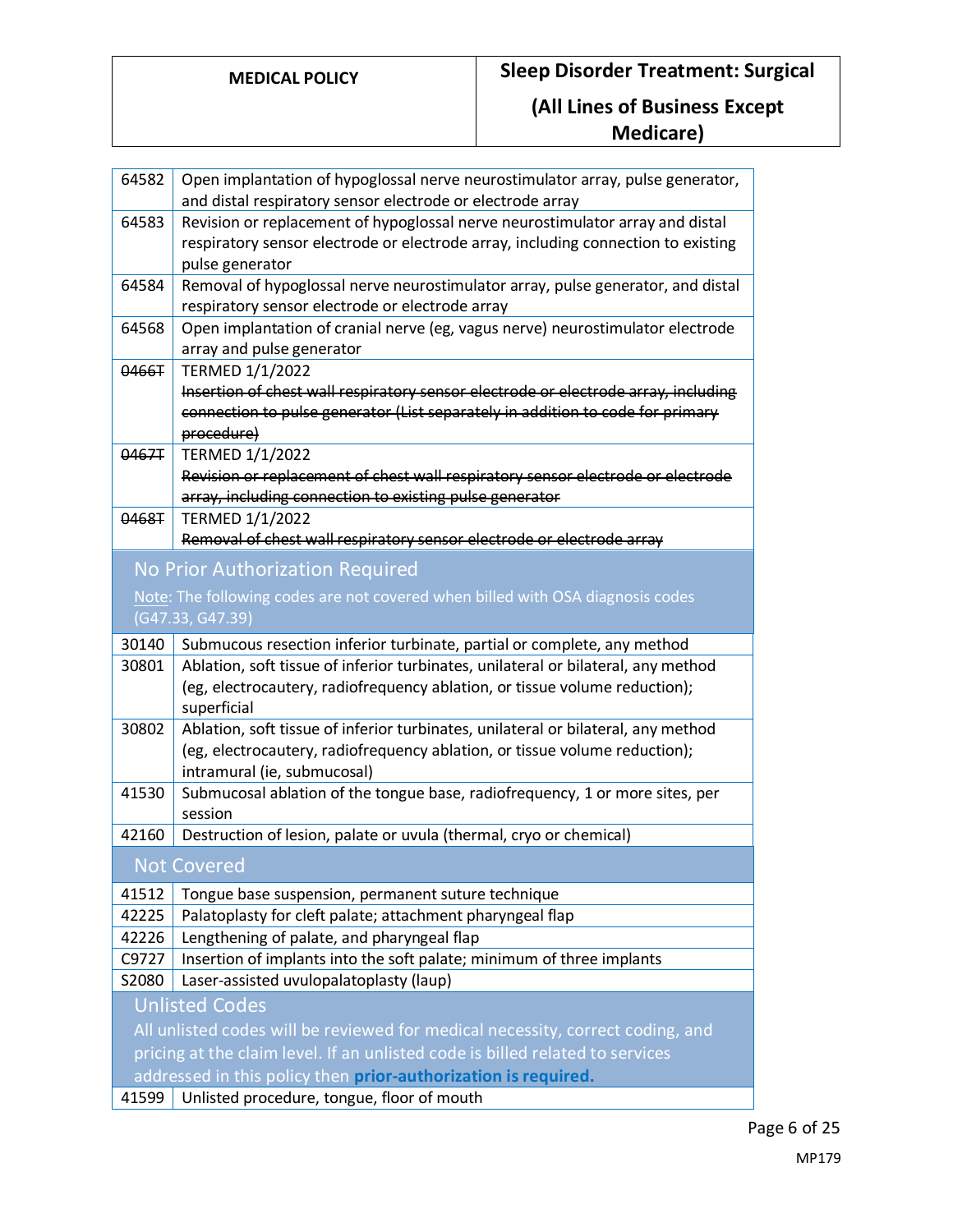| | |
|---|---|
| 64582 | Open implantation of hypoglossal nerve neurostimulator array, pulse generator, and distal respiratory sensor electrode or electrode array |
| 64583 | Revision or replacement of hypoglossal nerve neurostimulator array and distal respiratory sensor electrode or electrode array, including connection to existing pulse generator |
| 64584 | Removal of hypoglossal nerve neurostimulator array, pulse generator, and distal respiratory sensor electrode or electrode array |
| 64568 | Open implantation of cranial nerve (eg, vagus nerve) neurostimulator electrode array and pulse generator |
| ~~0466T~~ | TERMED 1/1/2022<br>~~Insertion of chest wall respiratory sensor electrode or electrode array, including connection to pulse generator (List separately in addition to code for primary procedure)~~ |
| ~~0467T~~ | TERMED 1/1/2022<br>~~Revision or replacement of chest wall respiratory sensor electrode or electrode array, including connection to existing pulse generator~~ |
| ~~0468T~~ | TERMED 1/1/2022<br>~~Removal of chest wall respiratory sensor electrode or electrode array~~ |

### No Prior Authorization Required

Note: The following codes are not covered when billed with OSA diagnosis codes (G47.33, G47.39)

| | |
|---|---|
| 30140 | Submucous resection inferior turbinate, partial or complete, any method |
| 30801 | Ablation, soft tissue of inferior turbinates, unilateral or bilateral, any method (eg, electrocautery, radiofrequency ablation, or tissue volume reduction); superficial |
| 30802 | Ablation, soft tissue of inferior turbinates, unilateral or bilateral, any method (eg, electrocautery, radiofrequency ablation, or tissue volume reduction); intramural (ie, submucosal) |
| 41530 | Submucosal ablation of the tongue base, radiofrequency, 1 or more sites, per session |
| 42160 | Destruction of lesion, palate or uvula (thermal, cryo or chemical) |

### Not Covered

| | |
|---|---|
| 41512 | Tongue base suspension, permanent suture technique |
| 42225 | Palatoplasty for cleft palate; attachment pharyngeal flap |
| 42226 | Lengthening of palate, and pharyngeal flap |
| C9727 | Insertion of implants into the soft palate; minimum of three implants |
| S2080 | Laser-assisted uvulopalatoplasty (laup) |

### Unlisted Codes

All unlisted codes will be reviewed for medical necessity, correct coding, and pricing at the claim level. If an unlisted code is billed related to services addressed in this policy then **prior-authorization is required.**

| | |
|---|---|
| 41599 | Unlisted procedure, tongue, floor of mouth |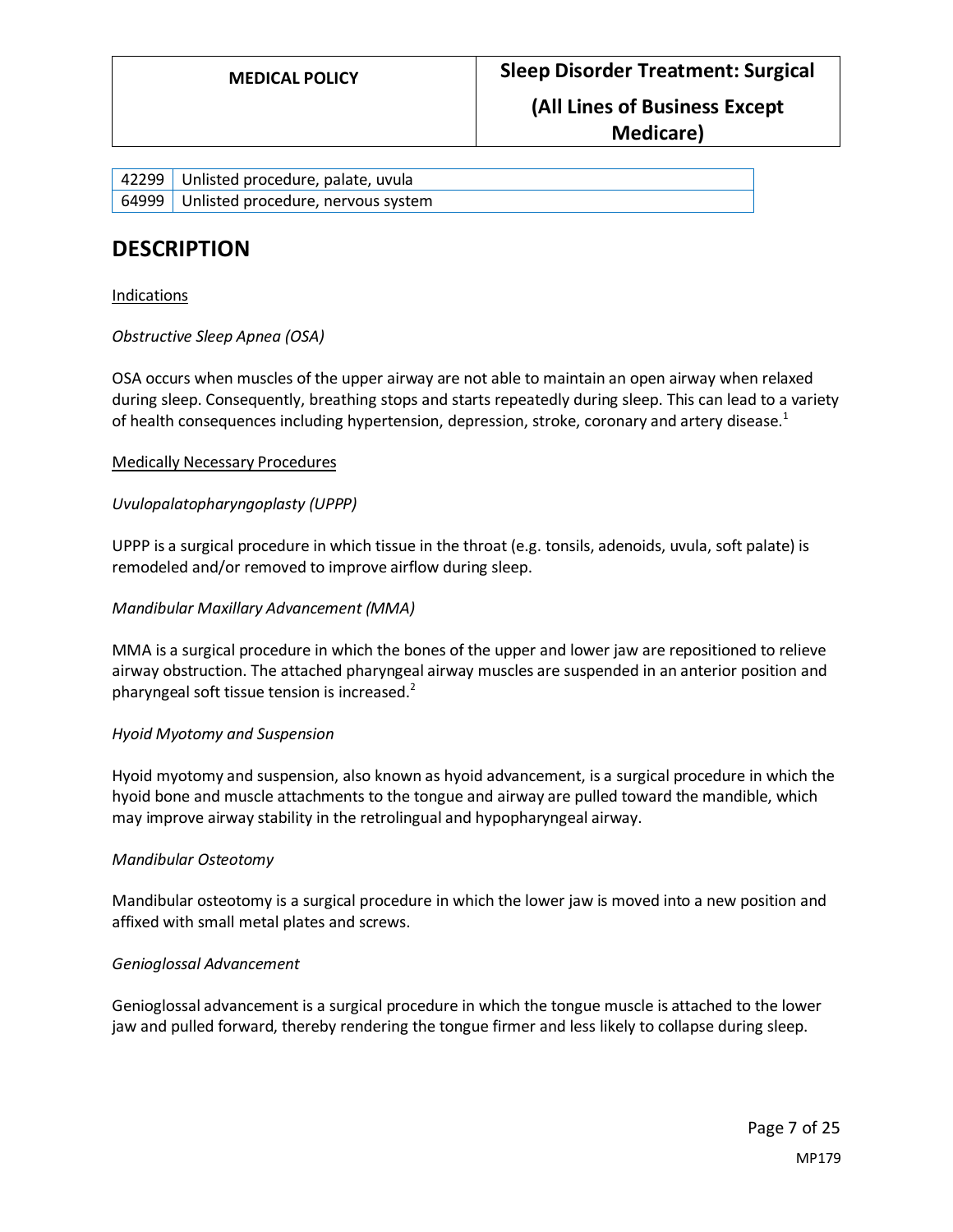| | |
|---|---|
| 42299 | Unlisted procedure, palate, uvula |
| 64999 | Unlisted procedure, nervous system |

## DESCRIPTION

Indications

*Obstructive Sleep Apnea (OSA)*

OSA occurs when muscles of the upper airway are not able to maintain an open airway when relaxed during sleep. Consequently, breathing stops and starts repeatedly during sleep. This can lead to a variety of health consequences including hypertension, depression, stroke, coronary and artery disease.[1]

Medically Necessary Procedures

*Uvulopalatopharyngoplasty (UPPP)*

UPPP is a surgical procedure in which tissue in the throat (e.g. tonsils, adenoids, uvula, soft palate) is remodeled and/or removed to improve airflow during sleep.

*Mandibular Maxillary Advancement (MMA)*

MMA is a surgical procedure in which the bones of the upper and lower jaw are repositioned to relieve airway obstruction. The attached pharyngeal airway muscles are suspended in an anterior position and pharyngeal soft tissue tension is increased.[2]

*Hyoid Myotomy and Suspension*

Hyoid myotomy and suspension, also known as hyoid advancement, is a surgical procedure in which the hyoid bone and muscle attachments to the tongue and airway are pulled toward the mandible, which may improve airway stability in the retrolingual and hypopharyngeal airway.

*Mandibular Osteotomy*

Mandibular osteotomy is a surgical procedure in which the lower jaw is moved into a new position and affixed with small metal plates and screws.

*Genioglossal Advancement*

Genioglossal advancement is a surgical procedure in which the tongue muscle is attached to the lower jaw and pulled forward, thereby rendering the tongue firmer and less likely to collapse during sleep.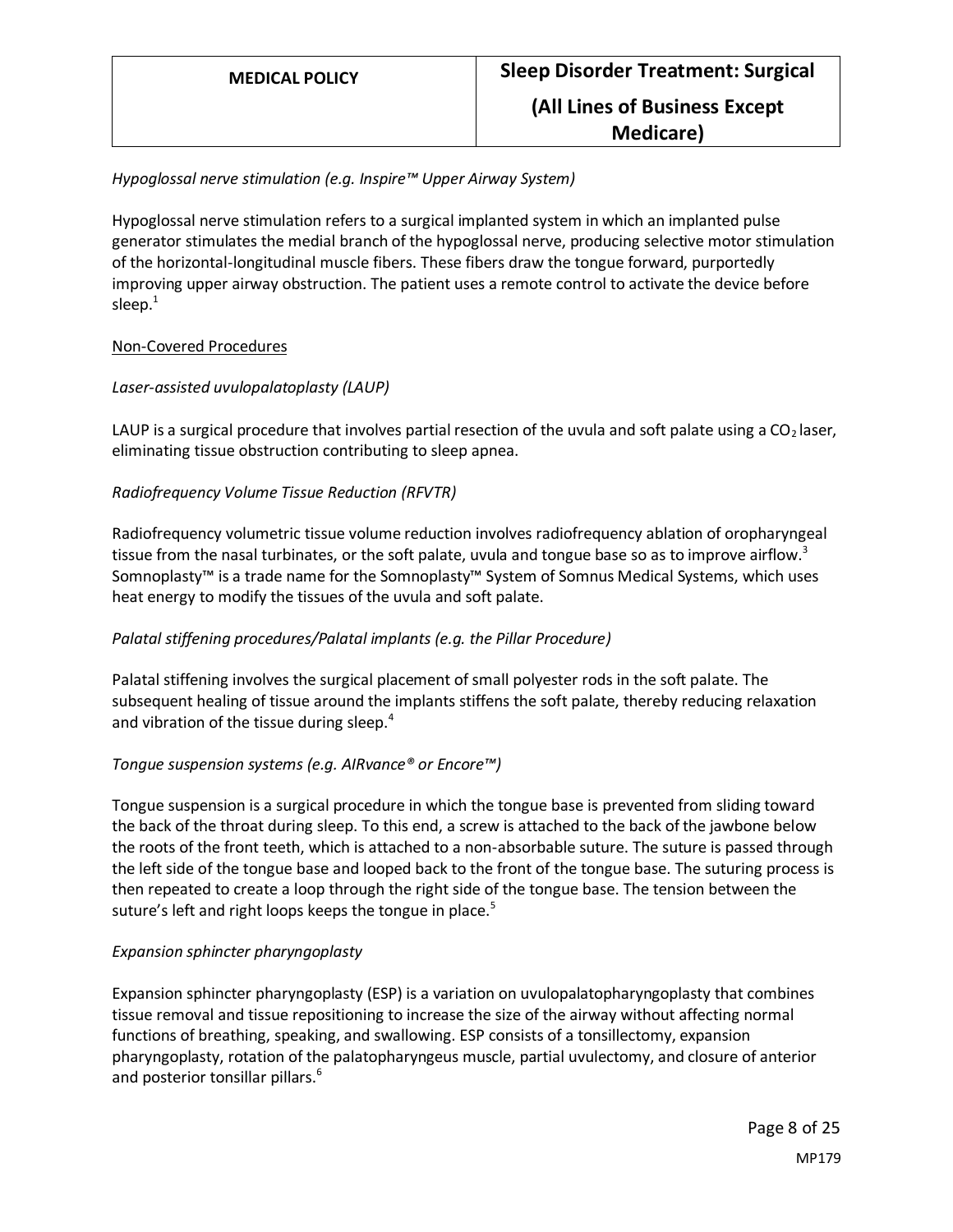*Hypoglossal nerve stimulation (e.g. Inspire™ Upper Airway System)*

Hypoglossal nerve stimulation refers to a surgical implanted system in which an implanted pulse generator stimulates the medial branch of the hypoglossal nerve, producing selective motor stimulation of the horizontal-longitudinal muscle fibers. These fibers draw the tongue forward, purportedly improving upper airway obstruction. The patient uses a remote control to activate the device before sleep.[1]

<u>Non-Covered Procedures</u>

*Laser-assisted uvulopalatoplasty (LAUP)*

LAUP is a surgical procedure that involves partial resection of the uvula and soft palate using a $CO_2$ laser, eliminating tissue obstruction contributing to sleep apnea.

*Radiofrequency Volume Tissue Reduction (RFVTR)*

Radiofrequency volumetric tissue volume reduction involves radiofrequency ablation of oropharyngeal tissue from the nasal turbinates, or the soft palate, uvula and tongue base so as to improve airflow.[3] Somnoplasty™ is a trade name for the Somnoplasty™ System of Somnus Medical Systems, which uses heat energy to modify the tissues of the uvula and soft palate.

*Palatal stiffening procedures/Palatal implants (e.g. the Pillar Procedure)*

Palatal stiffening involves the surgical placement of small polyester rods in the soft palate. The subsequent healing of tissue around the implants stiffens the soft palate, thereby reducing relaxation and vibration of the tissue during sleep.[4]

*Tongue suspension systems (e.g. AIRvance® or Encore™)*

Tongue suspension is a surgical procedure in which the tongue base is prevented from sliding toward the back of the throat during sleep. To this end, a screw is attached to the back of the jawbone below the roots of the front teeth, which is attached to a non-absorbable suture. The suture is passed through the left side of the tongue base and looped back to the front of the tongue base. The suturing process is then repeated to create a loop through the right side of the tongue base. The tension between the suture's left and right loops keeps the tongue in place.[5]

*Expansion sphincter pharyngoplasty*

Expansion sphincter pharyngoplasty (ESP) is a variation on uvulopalatopharyngoplasty that combines tissue removal and tissue repositioning to increase the size of the airway without affecting normal functions of breathing, speaking, and swallowing. ESP consists of a tonsillectomy, expansion pharyngoplasty, rotation of the palatopharyngeus muscle, partial uvulectomy, and closure of anterior and posterior tonsillar pillars.[6]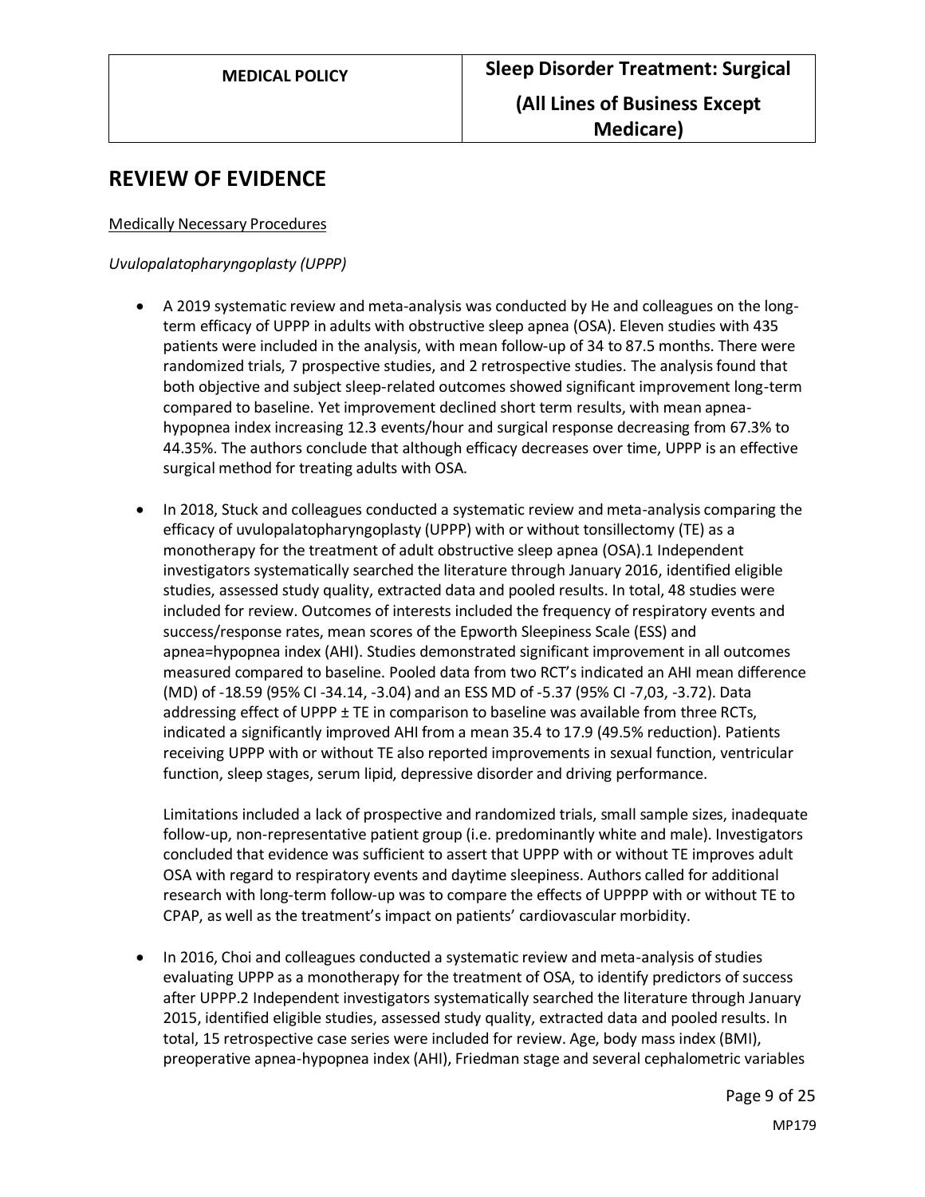## REVIEW OF EVIDENCE

Medically Necessary Procedures

*Uvulopalatopharyngoplasty (UPPP)*

- A 2019 systematic review and meta-analysis was conducted by He and colleagues on the long-term efficacy of UPPP in adults with obstructive sleep apnea (OSA). Eleven studies with 435 patients were included in the analysis, with mean follow-up of 34 to 87.5 months. There were randomized trials, 7 prospective studies, and 2 retrospective studies. The analysis found that both objective and subject sleep-related outcomes showed significant improvement long-term compared to baseline. Yet improvement declined short term results, with mean apnea-hypopnea index increasing 12.3 events/hour and surgical response decreasing from 67.3% to 44.35%. The authors conclude that although efficacy decreases over time, UPPP is an effective surgical method for treating adults with OSA.

- In 2018, Stuck and colleagues conducted a systematic review and meta-analysis comparing the efficacy of uvulopalatopharyngoplasty (UPPP) with or without tonsillectomy (TE) as a monotherapy for the treatment of adult obstructive sleep apnea (OSA).1 Independent investigators systematically searched the literature through January 2016, identified eligible studies, assessed study quality, extracted data and pooled results. In total, 48 studies were included for review. Outcomes of interests included the frequency of respiratory events and success/response rates, mean scores of the Epworth Sleepiness Scale (ESS) and apnea=hypopnea index (AHI). Studies demonstrated significant improvement in all outcomes measured compared to baseline. Pooled data from two RCT's indicated an AHI mean difference (MD) of -18.59 (95% CI -34.14, -3.04) and an ESS MD of -5.37 (95% CI -7,03, -3.72). Data addressing effect of UPPP ± TE in comparison to baseline was available from three RCTs, indicated a significantly improved AHI from a mean 35.4 to 17.9 (49.5% reduction). Patients receiving UPPP with or without TE also reported improvements in sexual function, ventricular function, sleep stages, serum lipid, depressive disorder and driving performance.

  Limitations included a lack of prospective and randomized trials, small sample sizes, inadequate follow-up, non-representative patient group (i.e. predominantly white and male). Investigators concluded that evidence was sufficient to assert that UPPP with or without TE improves adult OSA with regard to respiratory events and daytime sleepiness. Authors called for additional research with long-term follow-up was to compare the effects of UPPPP with or without TE to CPAP, as well as the treatment's impact on patients' cardiovascular morbidity.

- In 2016, Choi and colleagues conducted a systematic review and meta-analysis of studies evaluating UPPP as a monotherapy for the treatment of OSA, to identify predictors of success after UPPP.2 Independent investigators systematically searched the literature through January 2015, identified eligible studies, assessed study quality, extracted data and pooled results. In total, 15 retrospective case series were included for review. Age, body mass index (BMI), preoperative apnea-hypopnea index (AHI), Friedman stage and several cephalometric variables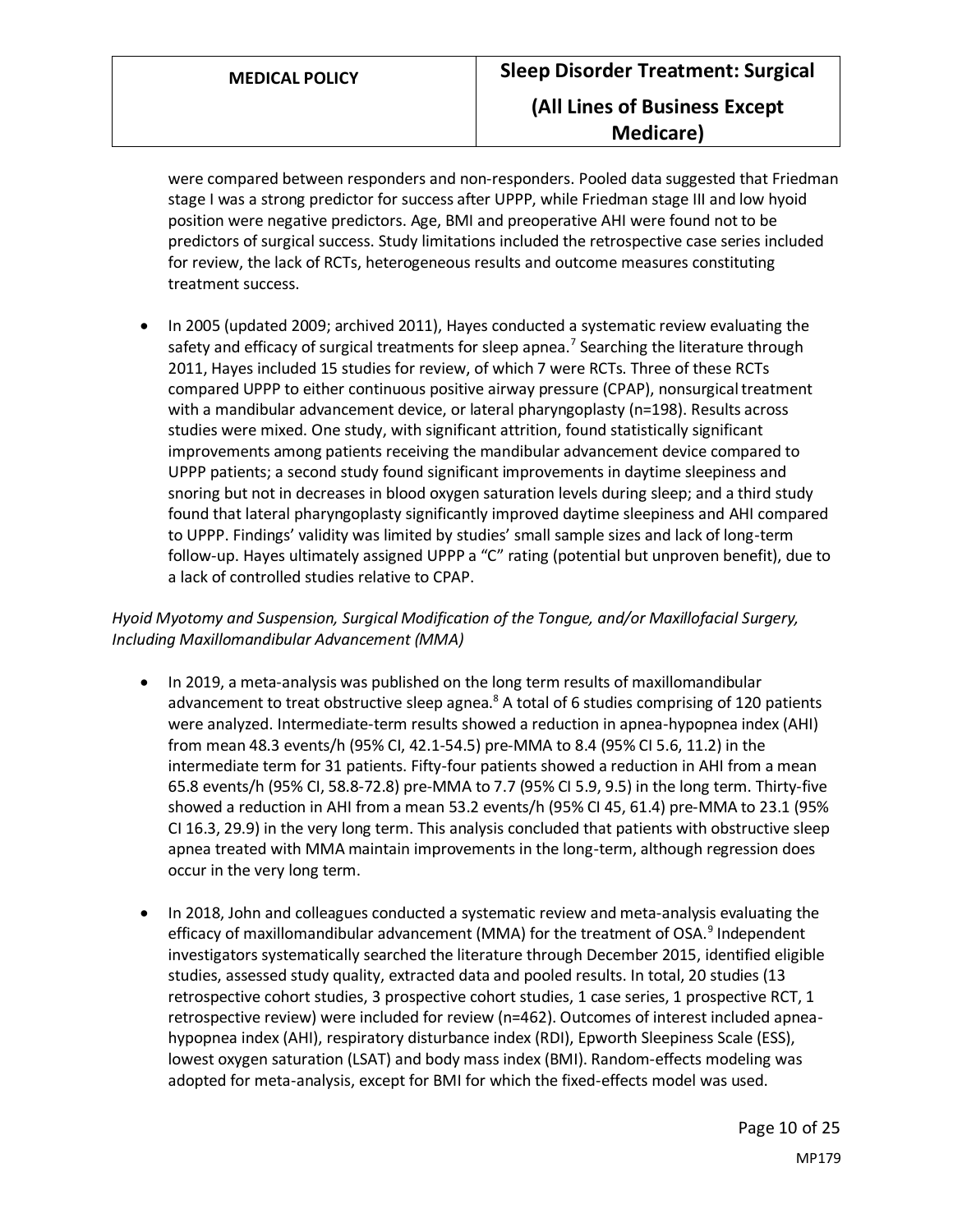were compared between responders and non-responders. Pooled data suggested that Friedman stage I was a strong predictor for success after UPPP, while Friedman stage III and low hyoid position were negative predictors. Age, BMI and preoperative AHI were found not to be predictors of surgical success. Study limitations included the retrospective case series included for review, the lack of RCTs, heterogeneous results and outcome measures constituting treatment success.

- In 2005 (updated 2009; archived 2011), Hayes conducted a systematic review evaluating the safety and efficacy of surgical treatments for sleep apnea.[7] Searching the literature through 2011, Hayes included 15 studies for review, of which 7 were RCTs. Three of these RCTs compared UPPP to either continuous positive airway pressure (CPAP), nonsurgical treatment with a mandibular advancement device, or lateral pharyngoplasty (n=198). Results across studies were mixed. One study, with significant attrition, found statistically significant improvements among patients receiving the mandibular advancement device compared to UPPP patients; a second study found significant improvements in daytime sleepiness and snoring but not in decreases in blood oxygen saturation levels during sleep; and a third study found that lateral pharyngoplasty significantly improved daytime sleepiness and AHI compared to UPPP. Findings' validity was limited by studies' small sample sizes and lack of long-term follow-up. Hayes ultimately assigned UPPP a "C" rating (potential but unproven benefit), due to a lack of controlled studies relative to CPAP.

*Hyoid Myotomy and Suspension, Surgical Modification of the Tongue, and/or Maxillofacial Surgery, Including Maxillomandibular Advancement (MMA)*

- In 2019, a meta-analysis was published on the long term results of maxillomandibular advancement to treat obstructive sleep agnea.[8] A total of 6 studies comprising of 120 patients were analyzed. Intermediate-term results showed a reduction in apnea-hypopnea index (AHI) from mean 48.3 events/h (95% CI, 42.1-54.5) pre-MMA to 8.4 (95% CI 5.6, 11.2) in the intermediate term for 31 patients. Fifty-four patients showed a reduction in AHI from a mean 65.8 events/h (95% CI, 58.8-72.8) pre-MMA to 7.7 (95% CI 5.9, 9.5) in the long term. Thirty-five showed a reduction in AHI from a mean 53.2 events/h (95% CI 45, 61.4) pre-MMA to 23.1 (95% CI 16.3, 29.9) in the very long term. This analysis concluded that patients with obstructive sleep apnea treated with MMA maintain improvements in the long-term, although regression does occur in the very long term.

- In 2018, John and colleagues conducted a systematic review and meta-analysis evaluating the efficacy of maxillomandibular advancement (MMA) for the treatment of OSA.[9] Independent investigators systematically searched the literature through December 2015, identified eligible studies, assessed study quality, extracted data and pooled results. In total, 20 studies (13 retrospective cohort studies, 3 prospective cohort studies, 1 case series, 1 prospective RCT, 1 retrospective review) were included for review (n=462). Outcomes of interest included apnea-hypopnea index (AHI), respiratory disturbance index (RDI), Epworth Sleepiness Scale (ESS), lowest oxygen saturation (LSAT) and body mass index (BMI). Random-effects modeling was adopted for meta-analysis, except for BMI for which the fixed-effects model was used.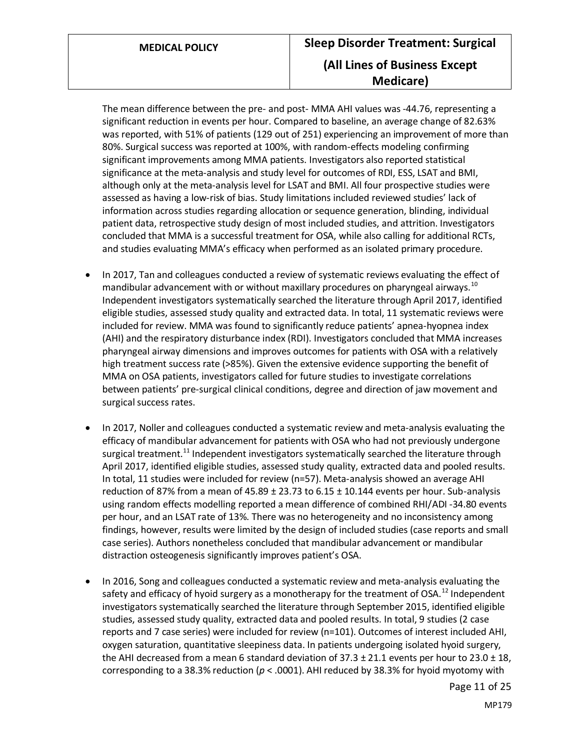The mean difference between the pre- and post- MMA AHI values was -44.76, representing a significant reduction in events per hour. Compared to baseline, an average change of 82.63% was reported, with 51% of patients (129 out of 251) experiencing an improvement of more than 80%. Surgical success was reported at 100%, with random-effects modeling confirming significant improvements among MMA patients. Investigators also reported statistical significance at the meta-analysis and study level for outcomes of RDI, ESS, LSAT and BMI, although only at the meta-analysis level for LSAT and BMI. All four prospective studies were assessed as having a low-risk of bias. Study limitations included reviewed studies' lack of information across studies regarding allocation or sequence generation, blinding, individual patient data, retrospective study design of most included studies, and attrition. Investigators concluded that MMA is a successful treatment for OSA, while also calling for additional RCTs, and studies evaluating MMA's efficacy when performed as an isolated primary procedure.

- In 2017, Tan and colleagues conducted a review of systematic reviews evaluating the effect of mandibular advancement with or without maxillary procedures on pharyngeal airways.[10] Independent investigators systematically searched the literature through April 2017, identified eligible studies, assessed study quality and extracted data. In total, 11 systematic reviews were included for review. MMA was found to significantly reduce patients' apnea-hyopnea index (AHI) and the respiratory disturbance index (RDI). Investigators concluded that MMA increases pharyngeal airway dimensions and improves outcomes for patients with OSA with a relatively high treatment success rate (>85%). Given the extensive evidence supporting the benefit of MMA on OSA patients, investigators called for future studies to investigate correlations between patients' pre-surgical clinical conditions, degree and direction of jaw movement and surgical success rates.

- In 2017, Noller and colleagues conducted a systematic review and meta-analysis evaluating the efficacy of mandibular advancement for patients with OSA who had not previously undergone surgical treatment.[11] Independent investigators systematically searched the literature through April 2017, identified eligible studies, assessed study quality, extracted data and pooled results. In total, 11 studies were included for review (n=57). Meta-analysis showed an average AHI reduction of 87% from a mean of 45.89 ± 23.73 to 6.15 ± 10.144 events per hour. Sub-analysis using random effects modelling reported a mean difference of combined RHI/ADI -34.80 events per hour, and an LSAT rate of 13%. There was no heterogeneity and no inconsistency among findings, however, results were limited by the design of included studies (case reports and small case series). Authors nonetheless concluded that mandibular advancement or mandibular distraction osteogenesis significantly improves patient's OSA.

- In 2016, Song and colleagues conducted a systematic review and meta-analysis evaluating the safety and efficacy of hyoid surgery as a monotherapy for the treatment of OSA.[12] Independent investigators systematically searched the literature through September 2015, identified eligible studies, assessed study quality, extracted data and pooled results. In total, 9 studies (2 case reports and 7 case series) were included for review (n=101). Outcomes of interest included AHI, oxygen saturation, quantitative sleepiness data. In patients undergoing isolated hyoid surgery, the AHI decreased from a mean 6 standard deviation of 37.3 ± 21.1 events per hour to 23.0 ± 18, corresponding to a 38.3% reduction ($p < .0001$). AHI reduced by 38.3% for hyoid myotomy with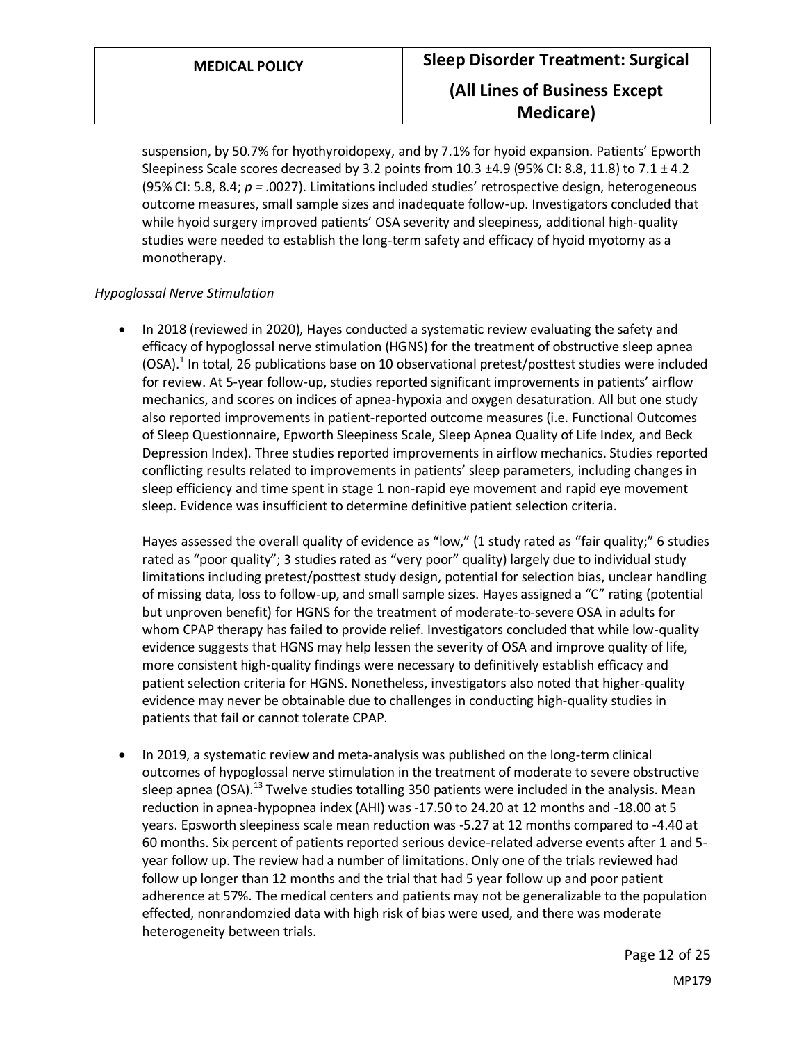suspension, by 50.7% for hyothyroidopexy, and by 7.1% for hyoid expansion. Patients' Epworth Sleepiness Scale scores decreased by 3.2 points from 10.3 ±4.9 (95% CI: 8.8, 11.8) to 7.1 ± 4.2 (95% CI: 5.8, 8.4; *p* = .0027). Limitations included studies' retrospective design, heterogeneous outcome measures, small sample sizes and inadequate follow-up. Investigators concluded that while hyoid surgery improved patients' OSA severity and sleepiness, additional high-quality studies were needed to establish the long-term safety and efficacy of hyoid myotomy as a monotherapy.

*Hypoglossal Nerve Stimulation*

- In 2018 (reviewed in 2020), Hayes conducted a systematic review evaluating the safety and efficacy of hypoglossal nerve stimulation (HGNS) for the treatment of obstructive sleep apnea (OSA).[1] In total, 26 publications base on 10 observational pretest/posttest studies were included for review. At 5-year follow-up, studies reported significant improvements in patients' airflow mechanics, and scores on indices of apnea-hypoxia and oxygen desaturation. All but one study also reported improvements in patient-reported outcome measures (i.e. Functional Outcomes of Sleep Questionnaire, Epworth Sleepiness Scale, Sleep Apnea Quality of Life Index, and Beck Depression Index). Three studies reported improvements in airflow mechanics. Studies reported conflicting results related to improvements in patients' sleep parameters, including changes in sleep efficiency and time spent in stage 1 non-rapid eye movement and rapid eye movement sleep. Evidence was insufficient to determine definitive patient selection criteria.

  Hayes assessed the overall quality of evidence as "low," (1 study rated as "fair quality;" 6 studies rated as "poor quality"; 3 studies rated as "very poor" quality) largely due to individual study limitations including pretest/posttest study design, potential for selection bias, unclear handling of missing data, loss to follow-up, and small sample sizes. Hayes assigned a "C" rating (potential but unproven benefit) for HGNS for the treatment of moderate-to-severe OSA in adults for whom CPAP therapy has failed to provide relief. Investigators concluded that while low-quality evidence suggests that HGNS may help lessen the severity of OSA and improve quality of life, more consistent high-quality findings were necessary to definitively establish efficacy and patient selection criteria for HGNS. Nonetheless, investigators also noted that higher-quality evidence may never be obtainable due to challenges in conducting high-quality studies in patients that fail or cannot tolerate CPAP.

- In 2019, a systematic review and meta-analysis was published on the long-term clinical outcomes of hypoglossal nerve stimulation in the treatment of moderate to severe obstructive sleep apnea (OSA).[13] Twelve studies totalling 350 patients were included in the analysis. Mean reduction in apnea-hypopnea index (AHI) was -17.50 to 24.20 at 12 months and -18.00 at 5 years. Epsworth sleepiness scale mean reduction was -5.27 at 12 months compared to -4.40 at 60 months. Six percent of patients reported serious device-related adverse events after 1 and 5-year follow up. The review had a number of limitations. Only one of the trials reviewed had follow up longer than 12 months and the trial that had 5 year follow up and poor patient adherence at 57%. The medical centers and patients may not be generalizable to the population effected, nonrandomzied data with high risk of bias were used, and there was moderate heterogeneity between trials.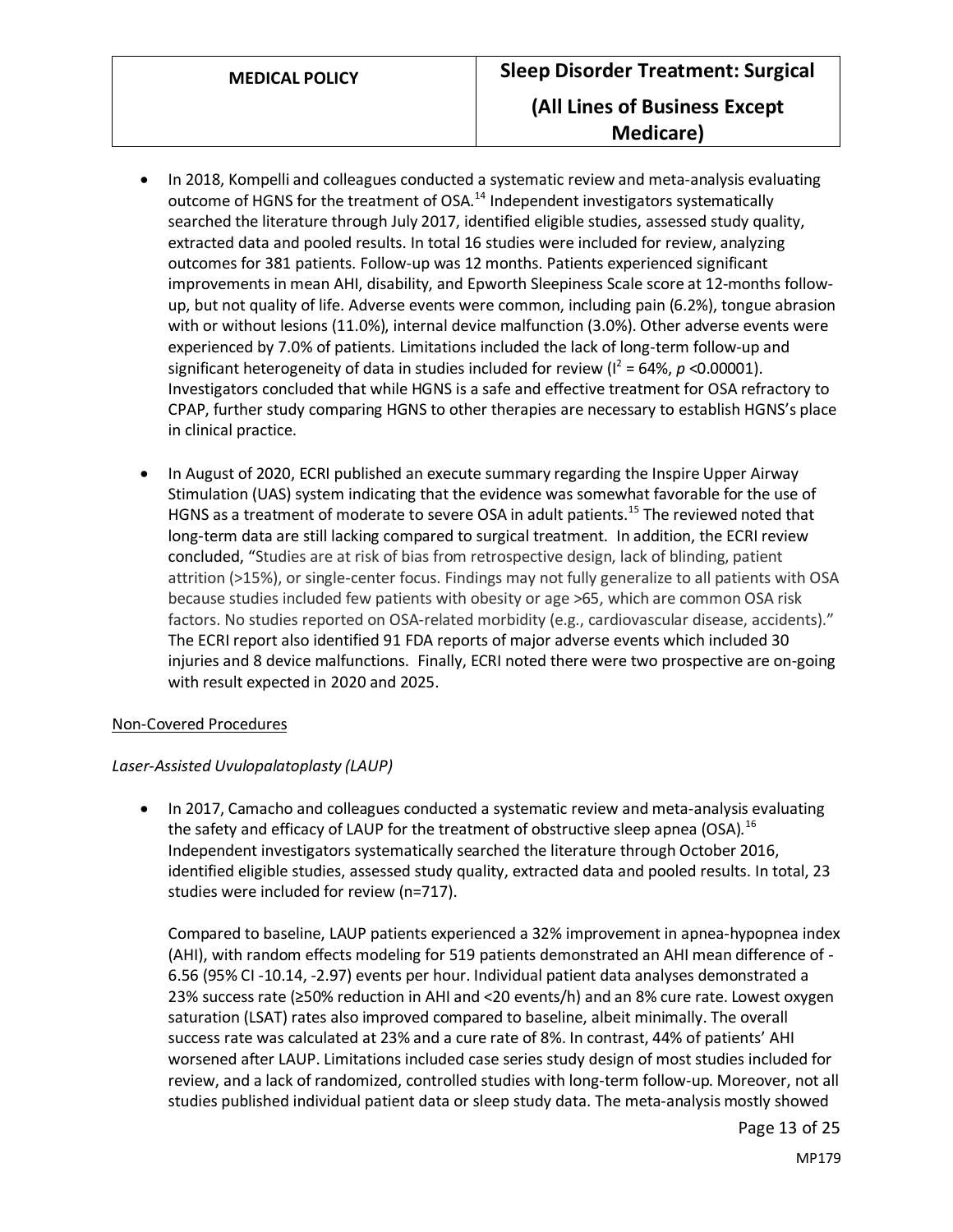- In 2018, Kompelli and colleagues conducted a systematic review and meta-analysis evaluating outcome of HGNS for the treatment of OSA.[14] Independent investigators systematically searched the literature through July 2017, identified eligible studies, assessed study quality, extracted data and pooled results. In total 16 studies were included for review, analyzing outcomes for 381 patients. Follow-up was 12 months. Patients experienced significant improvements in mean AHI, disability, and Epworth Sleepiness Scale score at 12-months follow-up, but not quality of life. Adverse events were common, including pain (6.2%), tongue abrasion with or without lesions (11.0%), internal device malfunction (3.0%). Other adverse events were experienced by 7.0% of patients. Limitations included the lack of long-term follow-up and significant heterogeneity of data in studies included for review ($I^2$ = 64%, $p$ <0.00001). Investigators concluded that while HGNS is a safe and effective treatment for OSA refractory to CPAP, further study comparing HGNS to other therapies are necessary to establish HGNS's place in clinical practice.

- In August of 2020, ECRI published an execute summary regarding the Inspire Upper Airway Stimulation (UAS) system indicating that the evidence was somewhat favorable for the use of HGNS as a treatment of moderate to severe OSA in adult patients.[15] The reviewed noted that long-term data are still lacking compared to surgical treatment. In addition, the ECRI review concluded, "Studies are at risk of bias from retrospective design, lack of blinding, patient attrition (>15%), or single-center focus. Findings may not fully generalize to all patients with OSA because studies included few patients with obesity or age >65, which are common OSA risk factors. No studies reported on OSA-related morbidity (e.g., cardiovascular disease, accidents)." The ECRI report also identified 91 FDA reports of major adverse events which included 30 injuries and 8 device malfunctions. Finally, ECRI noted there were two prospective are on-going with result expected in 2020 and 2025.

<u>Non-Covered Procedures</u>

*Laser-Assisted Uvulopalatoplasty (LAUP)*

- In 2017, Camacho and colleagues conducted a systematic review and meta-analysis evaluating the safety and efficacy of LAUP for the treatment of obstructive sleep apnea (OSA).[16] Independent investigators systematically searched the literature through October 2016, identified eligible studies, assessed study quality, extracted data and pooled results. In total, 23 studies were included for review (n=717).

  Compared to baseline, LAUP patients experienced a 32% improvement in apnea-hypopnea index (AHI), with random effects modeling for 519 patients demonstrated an AHI mean difference of -6.56 (95% CI -10.14, -2.97) events per hour. Individual patient data analyses demonstrated a 23% success rate (≥50% reduction in AHI and <20 events/h) and an 8% cure rate. Lowest oxygen saturation (LSAT) rates also improved compared to baseline, albeit minimally. The overall success rate was calculated at 23% and a cure rate of 8%. In contrast, 44% of patients' AHI worsened after LAUP. Limitations included case series study design of most studies included for review, and a lack of randomized, controlled studies with long-term follow-up. Moreover, not all studies published individual patient data or sleep study data. The meta-analysis mostly showed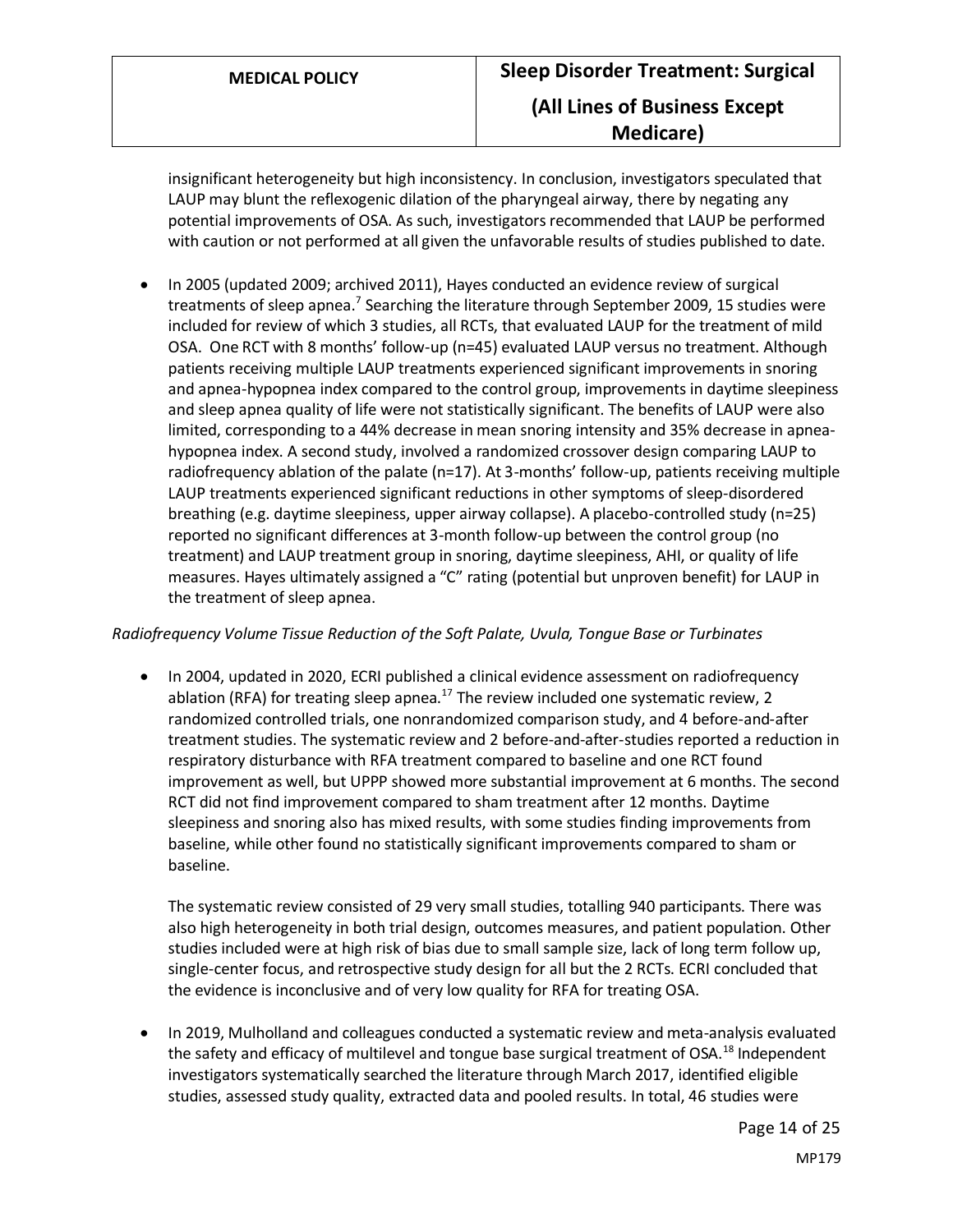insignificant heterogeneity but high inconsistency. In conclusion, investigators speculated that LAUP may blunt the reflexogenic dilation of the pharyngeal airway, there by negating any potential improvements of OSA. As such, investigators recommended that LAUP be performed with caution or not performed at all given the unfavorable results of studies published to date.

- In 2005 (updated 2009; archived 2011), Hayes conducted an evidence review of surgical treatments of sleep apnea.[7] Searching the literature through September 2009, 15 studies were included for review of which 3 studies, all RCTs, that evaluated LAUP for the treatment of mild OSA. One RCT with 8 months' follow-up (n=45) evaluated LAUP versus no treatment. Although patients receiving multiple LAUP treatments experienced significant improvements in snoring and apnea-hypopnea index compared to the control group, improvements in daytime sleepiness and sleep apnea quality of life were not statistically significant. The benefits of LAUP were also limited, corresponding to a 44% decrease in mean snoring intensity and 35% decrease in apnea-hypopnea index. A second study, involved a randomized crossover design comparing LAUP to radiofrequency ablation of the palate (n=17). At 3-months' follow-up, patients receiving multiple LAUP treatments experienced significant reductions in other symptoms of sleep-disordered breathing (e.g. daytime sleepiness, upper airway collapse). A placebo-controlled study (n=25) reported no significant differences at 3-month follow-up between the control group (no treatment) and LAUP treatment group in snoring, daytime sleepiness, AHI, or quality of life measures. Hayes ultimately assigned a "C" rating (potential but unproven benefit) for LAUP in the treatment of sleep apnea.

*Radiofrequency Volume Tissue Reduction of the Soft Palate, Uvula, Tongue Base or Turbinates*

- In 2004, updated in 2020, ECRI published a clinical evidence assessment on radiofrequency ablation (RFA) for treating sleep apnea.[17] The review included one systematic review, 2 randomized controlled trials, one nonrandomized comparison study, and 4 before-and-after treatment studies. The systematic review and 2 before-and-after-studies reported a reduction in respiratory disturbance with RFA treatment compared to baseline and one RCT found improvement as well, but UPPP showed more substantial improvement at 6 months. The second RCT did not find improvement compared to sham treatment after 12 months. Daytime sleepiness and snoring also has mixed results, with some studies finding improvements from baseline, while other found no statistically significant improvements compared to sham or baseline.

  The systematic review consisted of 29 very small studies, totalling 940 participants. There was also high heterogeneity in both trial design, outcomes measures, and patient population. Other studies included were at high risk of bias due to small sample size, lack of long term follow up, single-center focus, and retrospective study design for all but the 2 RCTs. ECRI concluded that the evidence is inconclusive and of very low quality for RFA for treating OSA.

- In 2019, Mulholland and colleagues conducted a systematic review and meta-analysis evaluated the safety and efficacy of multilevel and tongue base surgical treatment of OSA.[18] Independent investigators systematically searched the literature through March 2017, identified eligible studies, assessed study quality, extracted data and pooled results. In total, 46 studies were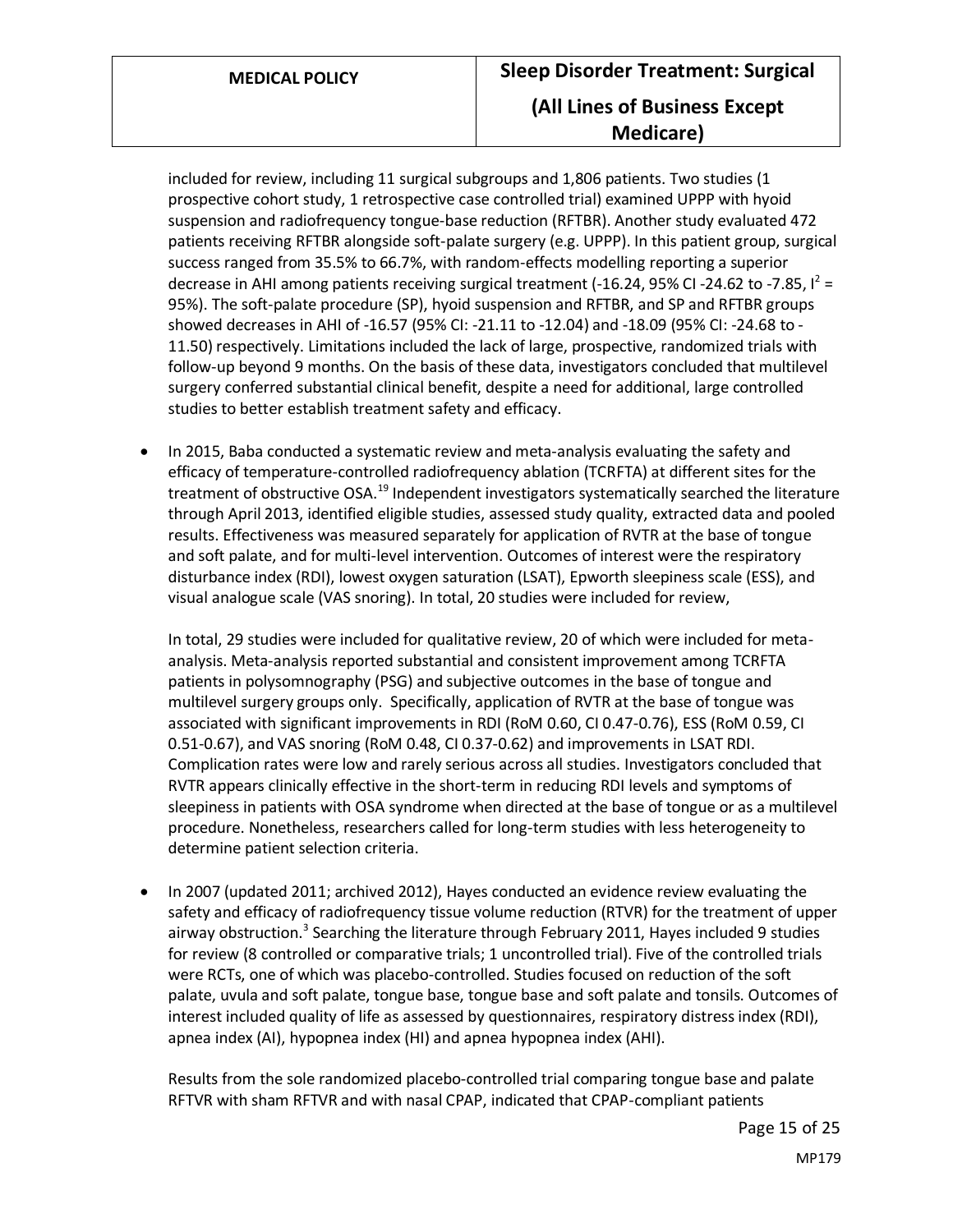included for review, including 11 surgical subgroups and 1,806 patients. Two studies (1 prospective cohort study, 1 retrospective case controlled trial) examined UPPP with hyoid suspension and radiofrequency tongue-base reduction (RFTBR). Another study evaluated 472 patients receiving RFTBR alongside soft-palate surgery (e.g. UPPP). In this patient group, surgical success ranged from 35.5% to 66.7%, with random-effects modelling reporting a superior decrease in AHI among patients receiving surgical treatment (-16.24, 95% CI -24.62 to -7.85, $I^2$ = 95%). The soft-palate procedure (SP), hyoid suspension and RFTBR, and SP and RFTBR groups showed decreases in AHI of -16.57 (95% CI: -21.11 to -12.04) and -18.09 (95% CI: -24.68 to -11.50) respectively. Limitations included the lack of large, prospective, randomized trials with follow-up beyond 9 months. On the basis of these data, investigators concluded that multilevel surgery conferred substantial clinical benefit, despite a need for additional, large controlled studies to better establish treatment safety and efficacy.

- In 2015, Baba conducted a systematic review and meta-analysis evaluating the safety and efficacy of temperature-controlled radiofrequency ablation (TCRFTA) at different sites for the treatment of obstructive OSA.[19] Independent investigators systematically searched the literature through April 2013, identified eligible studies, assessed study quality, extracted data and pooled results. Effectiveness was measured separately for application of RVTR at the base of tongue and soft palate, and for multi-level intervention. Outcomes of interest were the respiratory disturbance index (RDI), lowest oxygen saturation (LSAT), Epworth sleepiness scale (ESS), and visual analogue scale (VAS snoring). In total, 20 studies were included for review,

  In total, 29 studies were included for qualitative review, 20 of which were included for meta-analysis. Meta-analysis reported substantial and consistent improvement among TCRFTA patients in polysomnography (PSG) and subjective outcomes in the base of tongue and multilevel surgery groups only. Specifically, application of RVTR at the base of tongue was associated with significant improvements in RDI (RoM 0.60, CI 0.47-0.76), ESS (RoM 0.59, CI 0.51-0.67), and VAS snoring (RoM 0.48, CI 0.37-0.62) and improvements in LSAT RDI. Complication rates were low and rarely serious across all studies. Investigators concluded that RVTR appears clinically effective in the short-term in reducing RDI levels and symptoms of sleepiness in patients with OSA syndrome when directed at the base of tongue or as a multilevel procedure. Nonetheless, researchers called for long-term studies with less heterogeneity to determine patient selection criteria.

- In 2007 (updated 2011; archived 2012), Hayes conducted an evidence review evaluating the safety and efficacy of radiofrequency tissue volume reduction (RTVR) for the treatment of upper airway obstruction.[3] Searching the literature through February 2011, Hayes included 9 studies for review (8 controlled or comparative trials; 1 uncontrolled trial). Five of the controlled trials were RCTs, one of which was placebo-controlled. Studies focused on reduction of the soft palate, uvula and soft palate, tongue base, tongue base and soft palate and tonsils. Outcomes of interest included quality of life as assessed by questionnaires, respiratory distress index (RDI), apnea index (AI), hypopnea index (HI) and apnea hypopnea index (AHI).

  Results from the sole randomized placebo-controlled trial comparing tongue base and palate RFTVR with sham RFTVR and with nasal CPAP, indicated that CPAP-compliant patients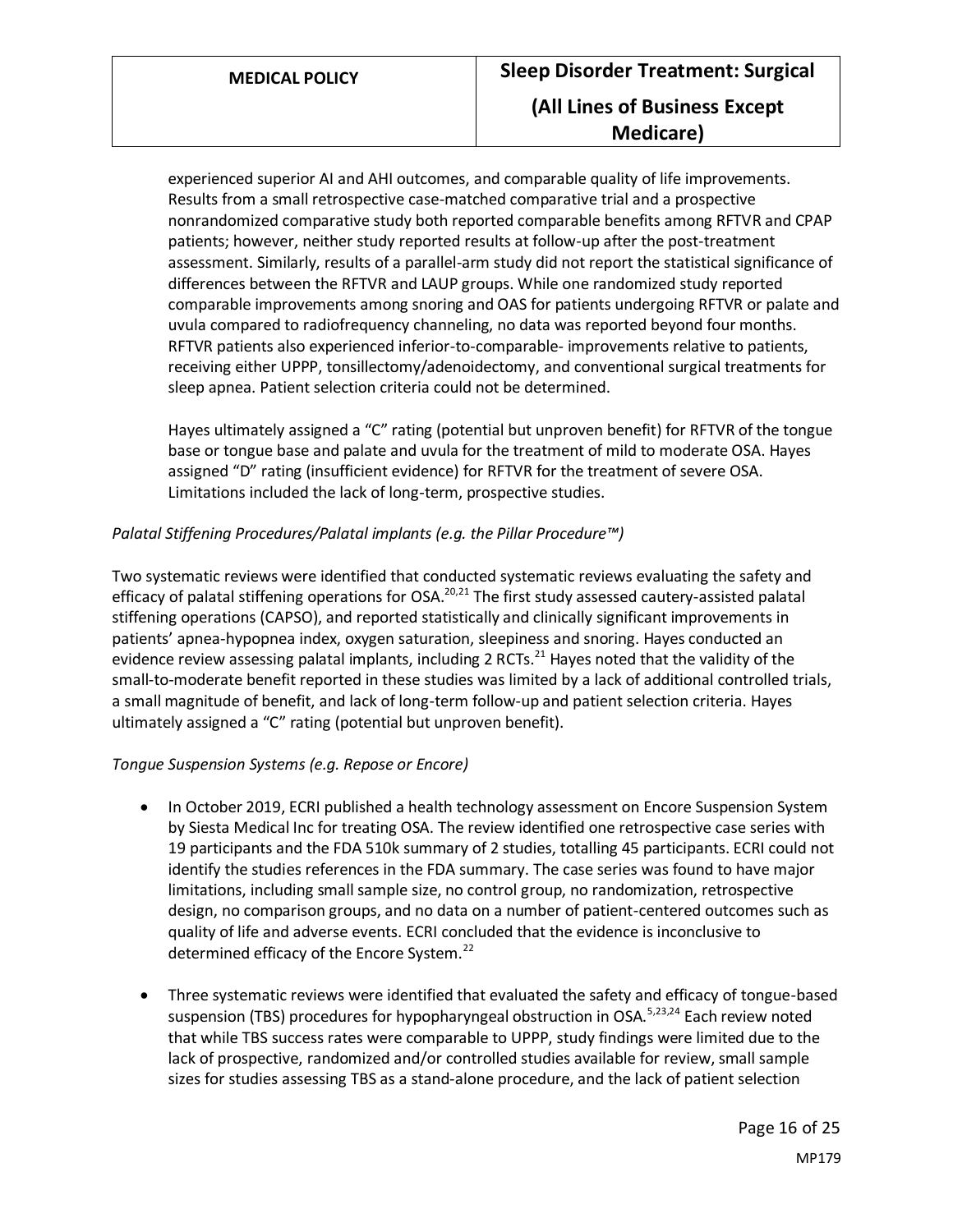experienced superior AI and AHI outcomes, and comparable quality of life improvements. Results from a small retrospective case-matched comparative trial and a prospective nonrandomized comparative study both reported comparable benefits among RFTVR and CPAP patients; however, neither study reported results at follow-up after the post-treatment assessment. Similarly, results of a parallel-arm study did not report the statistical significance of differences between the RFTVR and LAUP groups. While one randomized study reported comparable improvements among snoring and OAS for patients undergoing RFTVR or palate and uvula compared to radiofrequency channeling, no data was reported beyond four months. RFTVR patients also experienced inferior-to-comparable- improvements relative to patients, receiving either UPPP, tonsillectomy/adenoidectomy, and conventional surgical treatments for sleep apnea. Patient selection criteria could not be determined.

Hayes ultimately assigned a "C" rating (potential but unproven benefit) for RFTVR of the tongue base or tongue base and palate and uvula for the treatment of mild to moderate OSA. Hayes assigned "D" rating (insufficient evidence) for RFTVR for the treatment of severe OSA. Limitations included the lack of long-term, prospective studies.

*Palatal Stiffening Procedures/Palatal implants (e.g. the Pillar Procedure™)*

Two systematic reviews were identified that conducted systematic reviews evaluating the safety and efficacy of palatal stiffening operations for OSA.[20,21] The first study assessed cautery-assisted palatal stiffening operations (CAPSO), and reported statistically and clinically significant improvements in patients' apnea-hypopnea index, oxygen saturation, sleepiness and snoring. Hayes conducted an evidence review assessing palatal implants, including 2 RCTs.[21] Hayes noted that the validity of the small-to-moderate benefit reported in these studies was limited by a lack of additional controlled trials, a small magnitude of benefit, and lack of long-term follow-up and patient selection criteria. Hayes ultimately assigned a "C" rating (potential but unproven benefit).

*Tongue Suspension Systems (e.g. Repose or Encore)*

- In October 2019, ECRI published a health technology assessment on Encore Suspension System by Siesta Medical Inc for treating OSA. The review identified one retrospective case series with 19 participants and the FDA 510k summary of 2 studies, totalling 45 participants. ECRI could not identify the studies references in the FDA summary. The case series was found to have major limitations, including small sample size, no control group, no randomization, retrospective design, no comparison groups, and no data on a number of patient-centered outcomes such as quality of life and adverse events. ECRI concluded that the evidence is inconclusive to determined efficacy of the Encore System.[22]

- Three systematic reviews were identified that evaluated the safety and efficacy of tongue-based suspension (TBS) procedures for hypopharyngeal obstruction in OSA.[5,23,24] Each review noted that while TBS success rates were comparable to UPPP, study findings were limited due to the lack of prospective, randomized and/or controlled studies available for review, small sample sizes for studies assessing TBS as a stand-alone procedure, and the lack of patient selection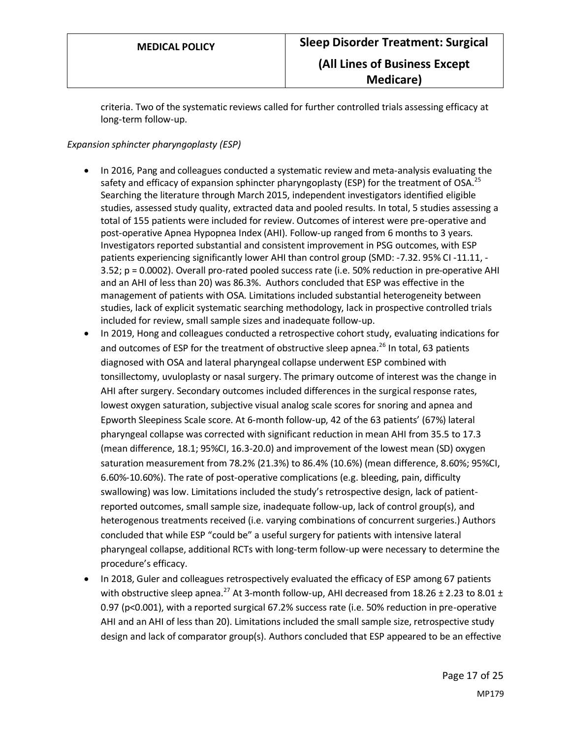criteria. Two of the systematic reviews called for further controlled trials assessing efficacy at long-term follow-up.

*Expansion sphincter pharyngoplasty (ESP)*

- In 2016, Pang and colleagues conducted a systematic review and meta-analysis evaluating the safety and efficacy of expansion sphincter pharyngoplasty (ESP) for the treatment of OSA.[25] Searching the literature through March 2015, independent investigators identified eligible studies, assessed study quality, extracted data and pooled results. In total, 5 studies assessing a total of 155 patients were included for review. Outcomes of interest were pre-operative and post-operative Apnea Hypopnea Index (AHI). Follow-up ranged from 6 months to 3 years. Investigators reported substantial and consistent improvement in PSG outcomes, with ESP patients experiencing significantly lower AHI than control group (SMD: -7.32. 95% CI -11.11, -3.52; p = 0.0002). Overall pro-rated pooled success rate (i.e. 50% reduction in pre-operative AHI and an AHI of less than 20) was 86.3%. Authors concluded that ESP was effective in the management of patients with OSA. Limitations included substantial heterogeneity between studies, lack of explicit systematic searching methodology, lack in prospective controlled trials included for review, small sample sizes and inadequate follow-up.
- In 2019, Hong and colleagues conducted a retrospective cohort study, evaluating indications for and outcomes of ESP for the treatment of obstructive sleep apnea.[26] In total, 63 patients diagnosed with OSA and lateral pharyngeal collapse underwent ESP combined with tonsillectomy, uvuloplasty or nasal surgery. The primary outcome of interest was the change in AHI after surgery. Secondary outcomes included differences in the surgical response rates, lowest oxygen saturation, subjective visual analog scale scores for snoring and apnea and Epworth Sleepiness Scale score. At 6-month follow-up, 42 of the 63 patients' (67%) lateral pharyngeal collapse was corrected with significant reduction in mean AHI from 35.5 to 17.3 (mean difference, 18.1; 95%CI, 16.3-20.0) and improvement of the lowest mean (SD) oxygen saturation measurement from 78.2% (21.3%) to 86.4% (10.6%) (mean difference, 8.60%; 95%CI, 6.60%-10.60%). The rate of post-operative complications (e.g. bleeding, pain, difficulty swallowing) was low. Limitations included the study's retrospective design, lack of patient-reported outcomes, small sample size, inadequate follow-up, lack of control group(s), and heterogenous treatments received (i.e. varying combinations of concurrent surgeries.) Authors concluded that while ESP "could be" a useful surgery for patients with intensive lateral pharyngeal collapse, additional RCTs with long-term follow-up were necessary to determine the procedure's efficacy.
- In 2018, Guler and colleagues retrospectively evaluated the efficacy of ESP among 67 patients with obstructive sleep apnea.[27] At 3-month follow-up, AHI decreased from 18.26 ± 2.23 to 8.01 ± 0.97 (p<0.001), with a reported surgical 67.2% success rate (i.e. 50% reduction in pre-operative AHI and an AHI of less than 20). Limitations included the small sample size, retrospective study design and lack of comparator group(s). Authors concluded that ESP appeared to be an effective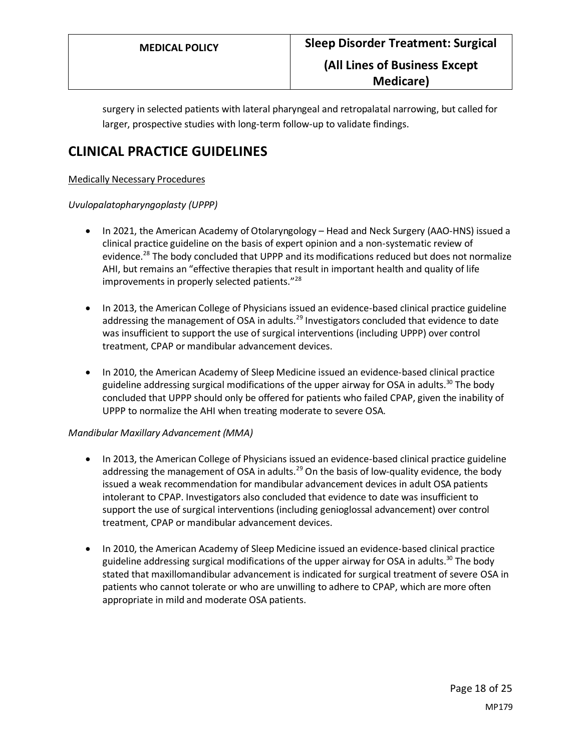surgery in selected patients with lateral pharyngeal and retropalatal narrowing, but called for larger, prospective studies with long-term follow-up to validate findings.

# CLINICAL PRACTICE GUIDELINES

Medically Necessary Procedures

*Uvulopalatopharyngoplasty (UPPP)*

- In 2021, the American Academy of Otolaryngology – Head and Neck Surgery (AAO-HNS) issued a clinical practice guideline on the basis of expert opinion and a non-systematic review of evidence.[28] The body concluded that UPPP and its modifications reduced but does not normalize AHI, but remains an "effective therapies that result in important health and quality of life improvements in properly selected patients."[28]
- In 2013, the American College of Physicians issued an evidence-based clinical practice guideline addressing the management of OSA in adults.[29] Investigators concluded that evidence to date was insufficient to support the use of surgical interventions (including UPPP) over control treatment, CPAP or mandibular advancement devices.
- In 2010, the American Academy of Sleep Medicine issued an evidence-based clinical practice guideline addressing surgical modifications of the upper airway for OSA in adults.[30] The body concluded that UPPP should only be offered for patients who failed CPAP, given the inability of UPPP to normalize the AHI when treating moderate to severe OSA.

*Mandibular Maxillary Advancement (MMA)*

- In 2013, the American College of Physicians issued an evidence-based clinical practice guideline addressing the management of OSA in adults.[29] On the basis of low-quality evidence, the body issued a weak recommendation for mandibular advancement devices in adult OSA patients intolerant to CPAP. Investigators also concluded that evidence to date was insufficient to support the use of surgical interventions (including genioglossal advancement) over control treatment, CPAP or mandibular advancement devices.
- In 2010, the American Academy of Sleep Medicine issued an evidence-based clinical practice guideline addressing surgical modifications of the upper airway for OSA in adults.[30] The body stated that maxillomandibular advancement is indicated for surgical treatment of severe OSA in patients who cannot tolerate or who are unwilling to adhere to CPAP, which are more often appropriate in mild and moderate OSA patients.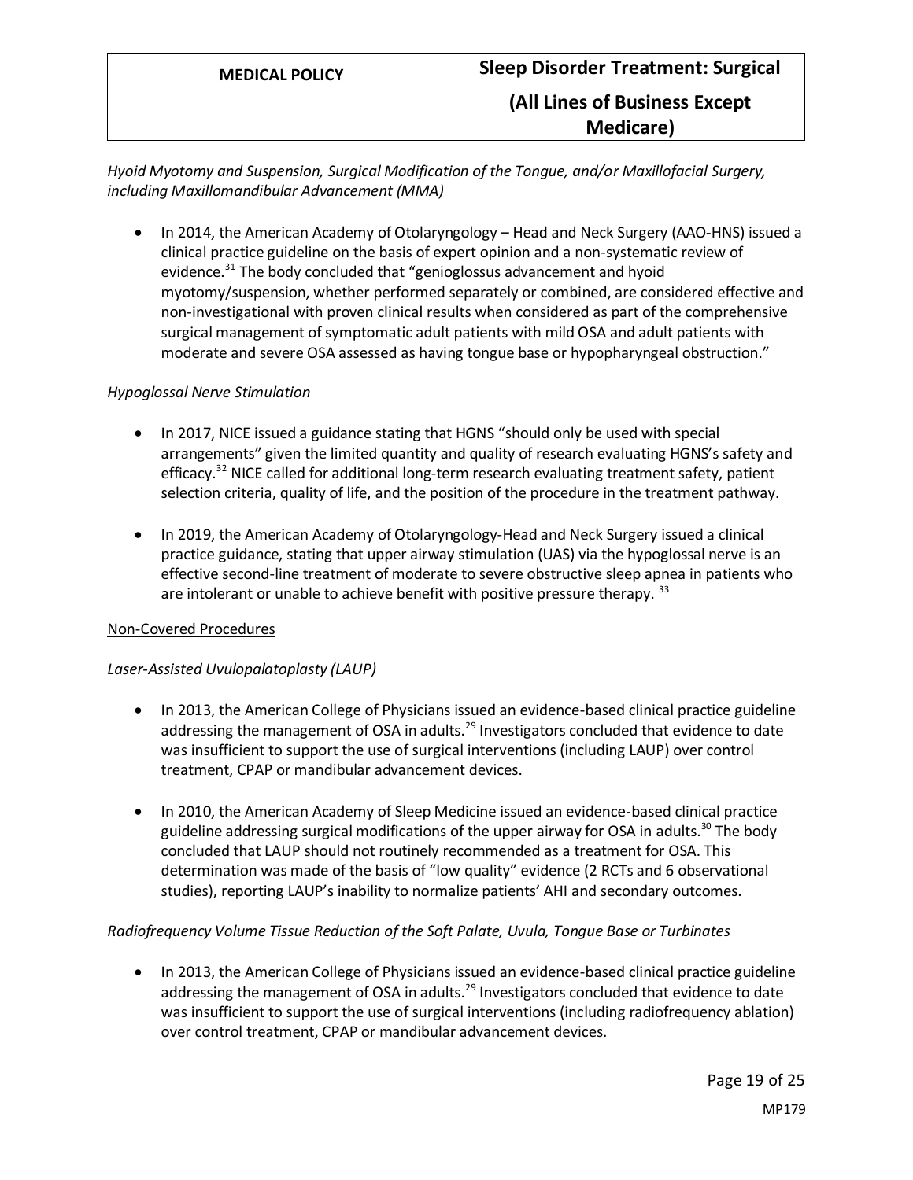*Hyoid Myotomy and Suspension, Surgical Modification of the Tongue, and/or Maxillofacial Surgery, including Maxillomandibular Advancement (MMA)*

- In 2014, the American Academy of Otolaryngology – Head and Neck Surgery (AAO-HNS) issued a clinical practice guideline on the basis of expert opinion and a non-systematic review of evidence.[31] The body concluded that "genioglossus advancement and hyoid myotomy/suspension, whether performed separately or combined, are considered effective and non-investigational with proven clinical results when considered as part of the comprehensive surgical management of symptomatic adult patients with mild OSA and adult patients with moderate and severe OSA assessed as having tongue base or hypopharyngeal obstruction."

*Hypoglossal Nerve Stimulation*

- In 2017, NICE issued a guidance stating that HGNS "should only be used with special arrangements" given the limited quantity and quality of research evaluating HGNS's safety and efficacy.[32] NICE called for additional long-term research evaluating treatment safety, patient selection criteria, quality of life, and the position of the procedure in the treatment pathway.

- In 2019, the American Academy of Otolaryngology-Head and Neck Surgery issued a clinical practice guidance, stating that upper airway stimulation (UAS) via the hypoglossal nerve is an effective second-line treatment of moderate to severe obstructive sleep apnea in patients who are intolerant or unable to achieve benefit with positive pressure therapy. [33]

<u>Non-Covered Procedures</u>

*Laser-Assisted Uvulopalatoplasty (LAUP)*

- In 2013, the American College of Physicians issued an evidence-based clinical practice guideline addressing the management of OSA in adults.[29] Investigators concluded that evidence to date was insufficient to support the use of surgical interventions (including LAUP) over control treatment, CPAP or mandibular advancement devices.

- In 2010, the American Academy of Sleep Medicine issued an evidence-based clinical practice guideline addressing surgical modifications of the upper airway for OSA in adults.[30] The body concluded that LAUP should not routinely recommended as a treatment for OSA. This determination was made of the basis of "low quality" evidence (2 RCTs and 6 observational studies), reporting LAUP's inability to normalize patients' AHI and secondary outcomes.

*Radiofrequency Volume Tissue Reduction of the Soft Palate, Uvula, Tongue Base or Turbinates*

- In 2013, the American College of Physicians issued an evidence-based clinical practice guideline addressing the management of OSA in adults.[29] Investigators concluded that evidence to date was insufficient to support the use of surgical interventions (including radiofrequency ablation) over control treatment, CPAP or mandibular advancement devices.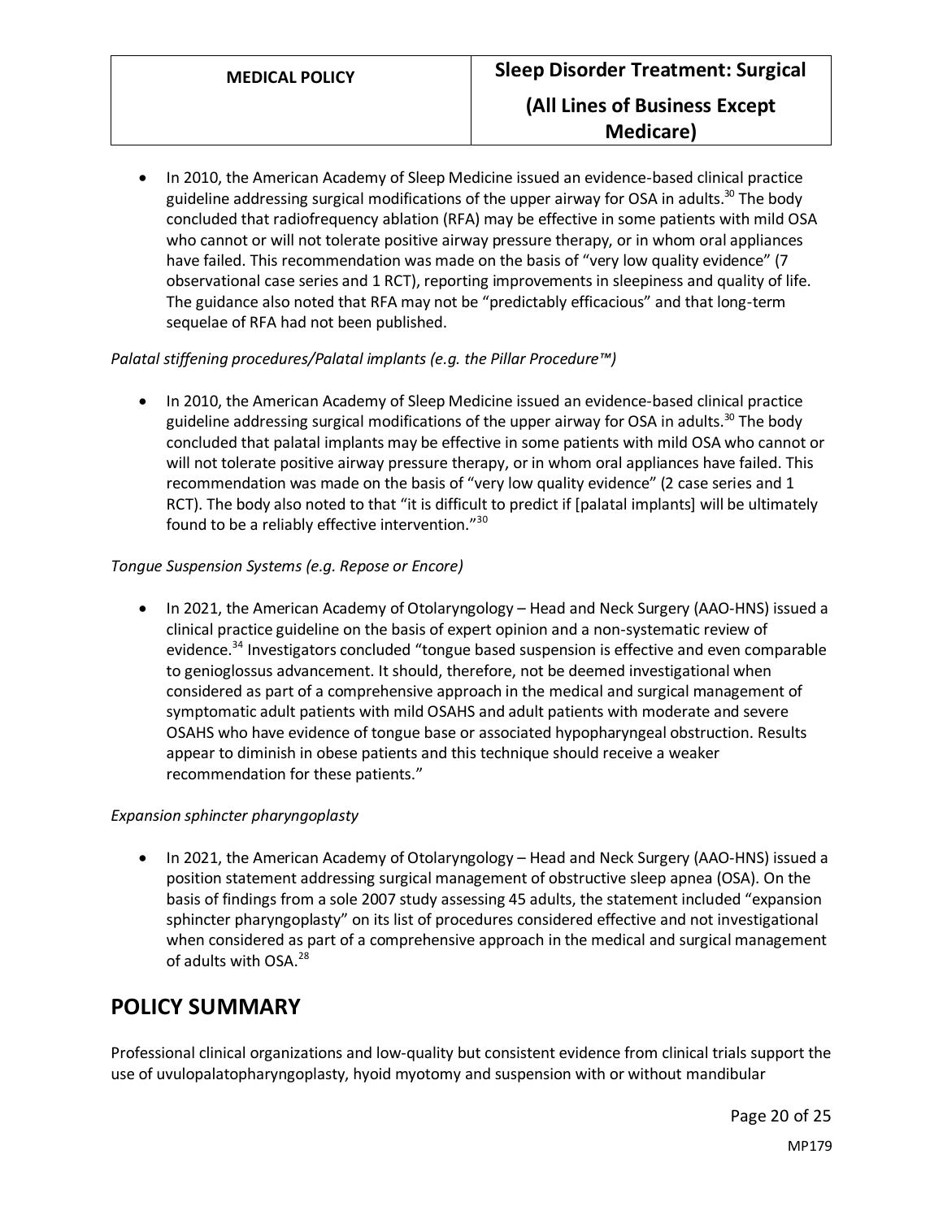- In 2010, the American Academy of Sleep Medicine issued an evidence-based clinical practice guideline addressing surgical modifications of the upper airway for OSA in adults.[30] The body concluded that radiofrequency ablation (RFA) may be effective in some patients with mild OSA who cannot or will not tolerate positive airway pressure therapy, or in whom oral appliances have failed. This recommendation was made on the basis of "very low quality evidence" (7 observational case series and 1 RCT), reporting improvements in sleepiness and quality of life. The guidance also noted that RFA may not be "predictably efficacious" and that long-term sequelae of RFA had not been published.

*Palatal stiffening procedures/Palatal implants (e.g. the Pillar Procedure™)*

- In 2010, the American Academy of Sleep Medicine issued an evidence-based clinical practice guideline addressing surgical modifications of the upper airway for OSA in adults.[30] The body concluded that palatal implants may be effective in some patients with mild OSA who cannot or will not tolerate positive airway pressure therapy, or in whom oral appliances have failed. This recommendation was made on the basis of "very low quality evidence" (2 case series and 1 RCT). The body also noted to that "it is difficult to predict if [palatal implants] will be ultimately found to be a reliably effective intervention."[30]

*Tongue Suspension Systems (e.g. Repose or Encore)*

- In 2021, the American Academy of Otolaryngology – Head and Neck Surgery (AAO-HNS) issued a clinical practice guideline on the basis of expert opinion and a non-systematic review of evidence.[34] Investigators concluded "tongue based suspension is effective and even comparable to genioglossus advancement. It should, therefore, not be deemed investigational when considered as part of a comprehensive approach in the medical and surgical management of symptomatic adult patients with mild OSAHS and adult patients with moderate and severe OSAHS who have evidence of tongue base or associated hypopharyngeal obstruction. Results appear to diminish in obese patients and this technique should receive a weaker recommendation for these patients."

*Expansion sphincter pharyngoplasty*

- In 2021, the American Academy of Otolaryngology – Head and Neck Surgery (AAO-HNS) issued a position statement addressing surgical management of obstructive sleep apnea (OSA). On the basis of findings from a sole 2007 study assessing 45 adults, the statement included "expansion sphincter pharyngoplasty" on its list of procedures considered effective and not investigational when considered as part of a comprehensive approach in the medical and surgical management of adults with OSA.[28]

## POLICY SUMMARY

Professional clinical organizations and low-quality but consistent evidence from clinical trials support the use of uvulopalatopharyngoplasty, hyoid myotomy and suspension with or without mandibular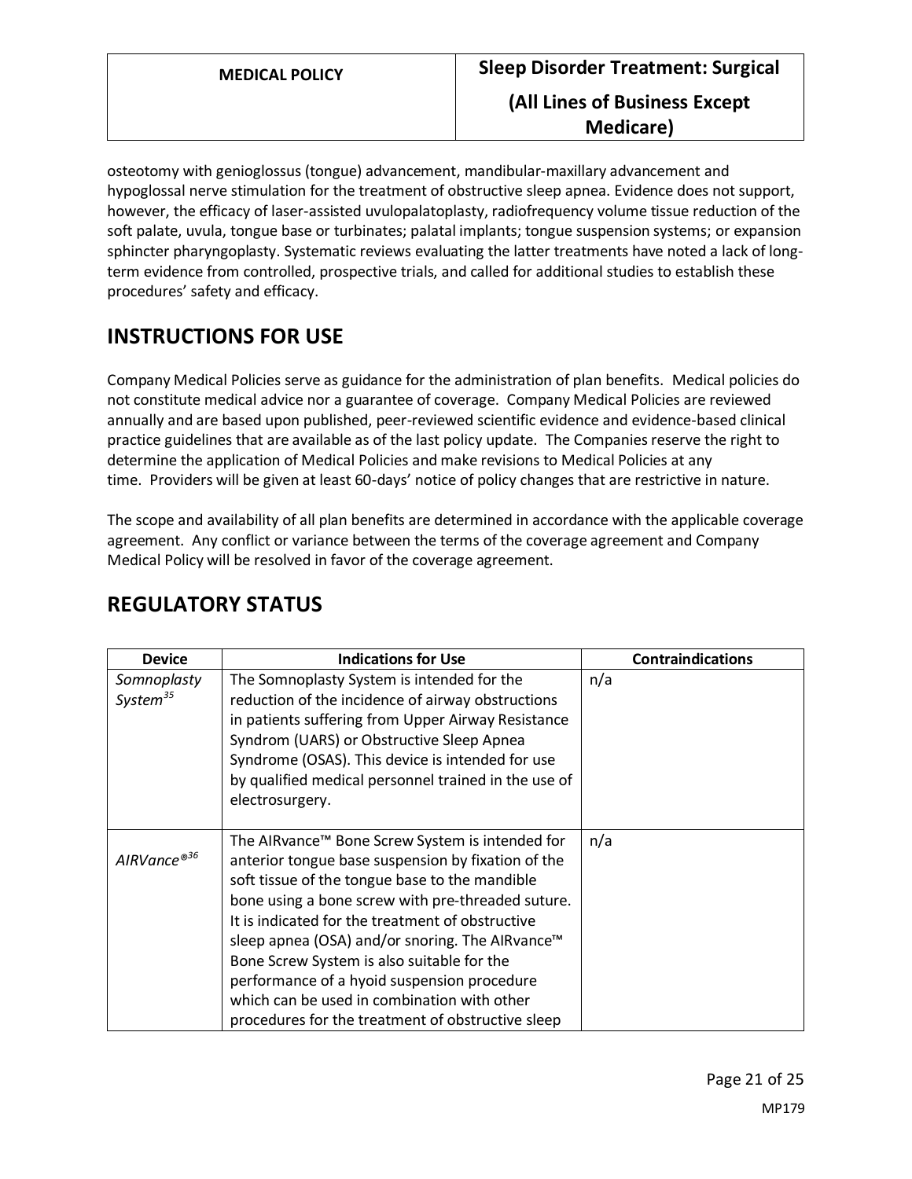osteotomy with genioglossus (tongue) advancement, mandibular-maxillary advancement and hypoglossal nerve stimulation for the treatment of obstructive sleep apnea. Evidence does not support, however, the efficacy of laser-assisted uvulopalatoplasty, radiofrequency volume tissue reduction of the soft palate, uvula, tongue base or turbinates; palatal implants; tongue suspension systems; or expansion sphincter pharyngoplasty. Systematic reviews evaluating the latter treatments have noted a lack of long-term evidence from controlled, prospective trials, and called for additional studies to establish these procedures' safety and efficacy.

## INSTRUCTIONS FOR USE

Company Medical Policies serve as guidance for the administration of plan benefits. Medical policies do not constitute medical advice nor a guarantee of coverage. Company Medical Policies are reviewed annually and are based upon published, peer-reviewed scientific evidence and evidence-based clinical practice guidelines that are available as of the last policy update. The Companies reserve the right to determine the application of Medical Policies and make revisions to Medical Policies at any time. Providers will be given at least 60-days' notice of policy changes that are restrictive in nature.

The scope and availability of all plan benefits are determined in accordance with the applicable coverage agreement. Any conflict or variance between the terms of the coverage agreement and Company Medical Policy will be resolved in favor of the coverage agreement.

## REGULATORY STATUS

| Device | Indications for Use | Contraindications |
|---|---|---|
| *Somnoplasty System*[35] | The Somnoplasty System is intended for the reduction of the incidence of airway obstructions in patients suffering from Upper Airway Resistance Syndrom (UARS) or Obstructive Sleep Apnea Syndrome (OSAS). This device is intended for use by qualified medical personnel trained in the use of electrosurgery. | n/a |
| *AIRVance®*[36] | The AIRvance™ Bone Screw System is intended for anterior tongue base suspension by fixation of the soft tissue of the tongue base to the mandible bone using a bone screw with pre-threaded suture. It is indicated for the treatment of obstructive sleep apnea (OSA) and/or snoring. The AIRvance™ Bone Screw System is also suitable for the performance of a hyoid suspension procedure which can be used in combination with other procedures for the treatment of obstructive sleep | n/a |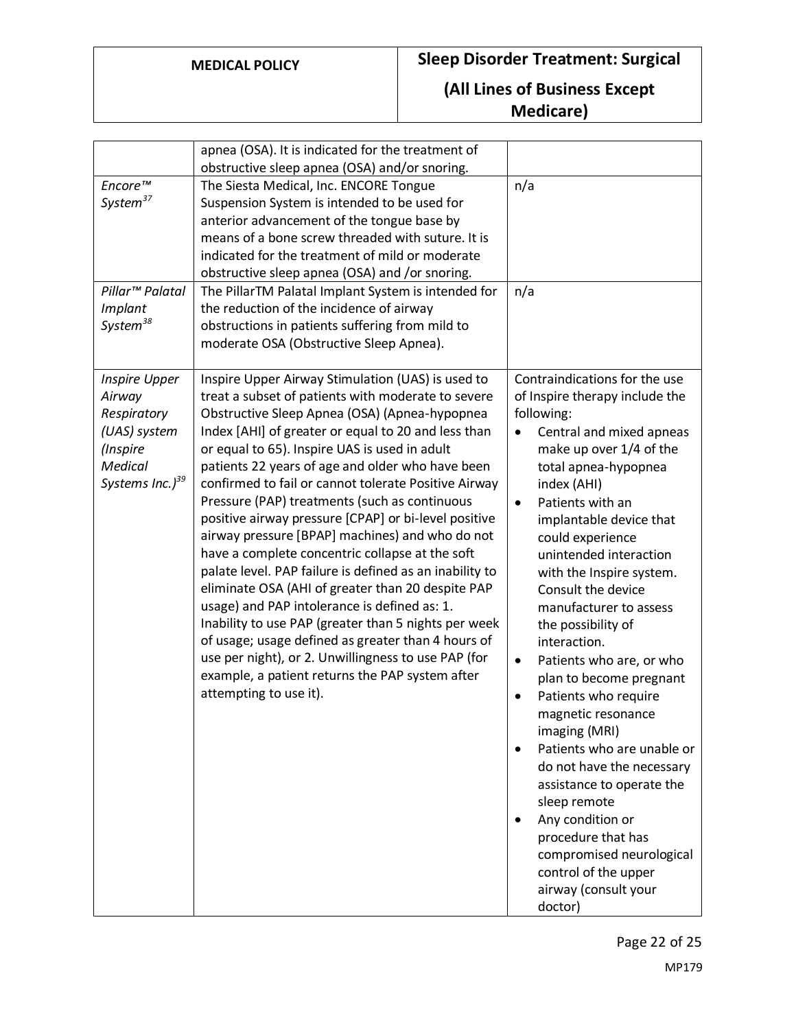| | | |
|---|---|---|
| | apnea (OSA). It is indicated for the treatment of obstructive sleep apnea (OSA) and/or snoring. | |
| *Encore™ System*[37] | The Siesta Medical, Inc. ENCORE Tongue Suspension System is intended to be used for anterior advancement of the tongue base by means of a bone screw threaded with suture. It is indicated for the treatment of mild or moderate obstructive sleep apnea (OSA) and /or snoring. | n/a |
| *Pillar™ Palatal Implant System*[38] | The PillarTM Palatal Implant System is intended for the reduction of the incidence of airway obstructions in patients suffering from mild to moderate OSA (Obstructive Sleep Apnea). | n/a |
| *Inspire Upper Airway Respiratory (UAS) system (Inspire Medical Systems Inc.)*[39] | Inspire Upper Airway Stimulation (UAS) is used to treat a subset of patients with moderate to severe Obstructive Sleep Apnea (OSA) (Apnea-hypopnea Index [AHI] of greater or equal to 20 and less than or equal to 65). Inspire UAS is used in adult patients 22 years of age and older who have been confirmed to fail or cannot tolerate Positive Airway Pressure (PAP) treatments (such as continuous positive airway pressure [CPAP] or bi-level positive airway pressure [BPAP] machines) and who do not have a complete concentric collapse at the soft palate level. PAP failure is defined as an inability to eliminate OSA (AHI of greater than 20 despite PAP usage) and PAP intolerance is defined as: 1. Inability to use PAP (greater than 5 nights per week of usage; usage defined as greater than 4 hours of use per night), or 2. Unwillingness to use PAP (for example, a patient returns the PAP system after attempting to use it). | Contraindications for the use of Inspire therapy include the following:<br>• Central and mixed apneas make up over 1/4 of the total apnea-hypopnea index (AHI)<br>• Patients with an implantable device that could experience unintended interaction with the Inspire system. Consult the device manufacturer to assess the possibility of interaction.<br>• Patients who are, or who plan to become pregnant<br>• Patients who require magnetic resonance imaging (MRI)<br>• Patients who are unable or do not have the necessary assistance to operate the sleep remote<br>• Any condition or procedure that has compromised neurological control of the upper airway (consult your doctor) |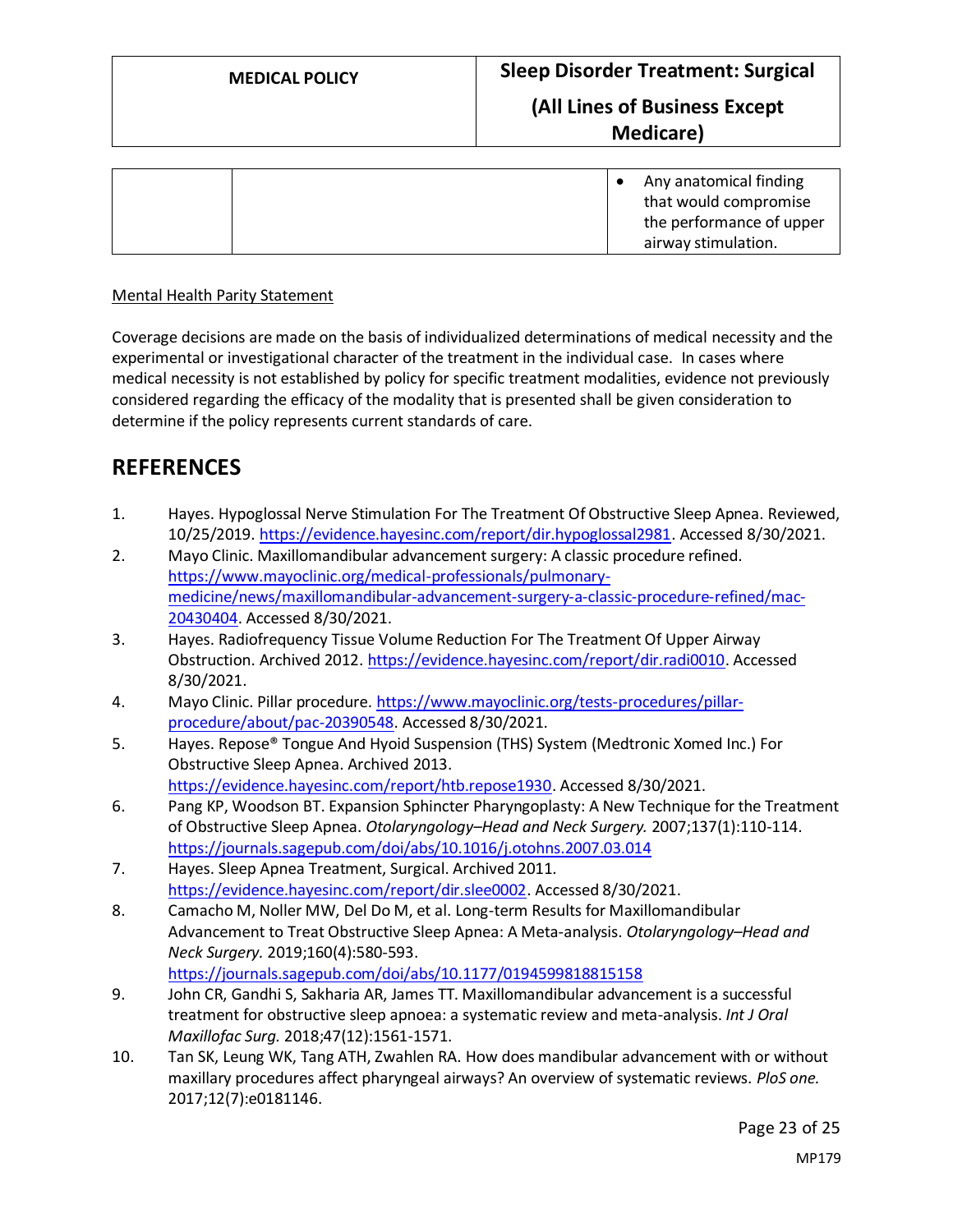| | | • Any anatomical finding that would compromise the performance of upper airway stimulation. |
|---|---|---|

Mental Health Parity Statement

Coverage decisions are made on the basis of individualized determinations of medical necessity and the experimental or investigational character of the treatment in the individual case. In cases where medical necessity is not established by policy for specific treatment modalities, evidence not previously considered regarding the efficacy of the modality that is presented shall be given consideration to determine if the policy represents current standards of care.

## REFERENCES

1. Hayes. Hypoglossal Nerve Stimulation For The Treatment Of Obstructive Sleep Apnea. Reviewed, 10/25/2019. https://evidence.hayesinc.com/report/dir.hypoglossal2981. Accessed 8/30/2021.
2. Mayo Clinic. Maxillomandibular advancement surgery: A classic procedure refined. https://www.mayoclinic.org/medical-professionals/pulmonary-medicine/news/maxillomandibular-advancement-surgery-a-classic-procedure-refined/mac-20430404. Accessed 8/30/2021.
3. Hayes. Radiofrequency Tissue Volume Reduction For The Treatment Of Upper Airway Obstruction. Archived 2012. https://evidence.hayesinc.com/report/dir.radi0010. Accessed 8/30/2021.
4. Mayo Clinic. Pillar procedure. https://www.mayoclinic.org/tests-procedures/pillar-procedure/about/pac-20390548. Accessed 8/30/2021.
5. Hayes. Repose® Tongue And Hyoid Suspension (THS) System (Medtronic Xomed Inc.) For Obstructive Sleep Apnea. Archived 2013. https://evidence.hayesinc.com/report/htb.repose1930. Accessed 8/30/2021.
6. Pang KP, Woodson BT. Expansion Sphincter Pharyngoplasty: A New Technique for the Treatment of Obstructive Sleep Apnea. *Otolaryngology–Head and Neck Surgery.* 2007;137(1):110-114. https://journals.sagepub.com/doi/abs/10.1016/j.otohns.2007.03.014
7. Hayes. Sleep Apnea Treatment, Surgical. Archived 2011. https://evidence.hayesinc.com/report/dir.slee0002. Accessed 8/30/2021.
8. Camacho M, Noller MW, Del Do M, et al. Long-term Results for Maxillomandibular Advancement to Treat Obstructive Sleep Apnea: A Meta-analysis. *Otolaryngology–Head and Neck Surgery.* 2019;160(4):580-593. https://journals.sagepub.com/doi/abs/10.1177/0194599818815158
9. John CR, Gandhi S, Sakharia AR, James TT. Maxillomandibular advancement is a successful treatment for obstructive sleep apnoea: a systematic review and meta-analysis. *Int J Oral Maxillofac Surg.* 2018;47(12):1561-1571.
10. Tan SK, Leung WK, Tang ATH, Zwahlen RA. How does mandibular advancement with or without maxillary procedures affect pharyngeal airways? An overview of systematic reviews. *PloS one.* 2017;12(7):e0181146.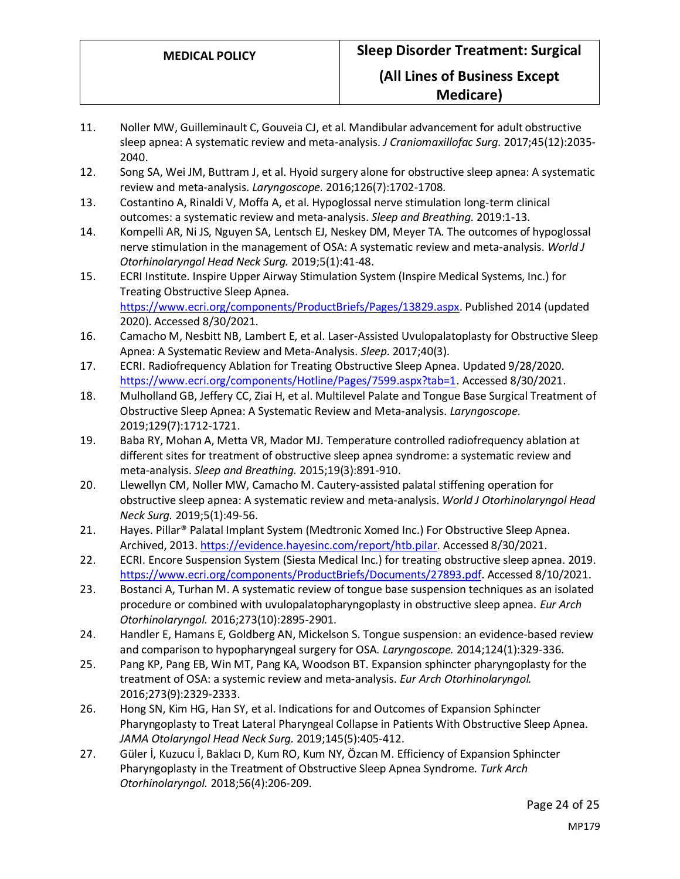11. Noller MW, Guilleminault C, Gouveia CJ, et al. Mandibular advancement for adult obstructive sleep apnea: A systematic review and meta-analysis. *J Craniomaxillofac Surg.* 2017;45(12):2035-2040.
12. Song SA, Wei JM, Buttram J, et al. Hyoid surgery alone for obstructive sleep apnea: A systematic review and meta-analysis. *Laryngoscope.* 2016;126(7):1702-1708.
13. Costantino A, Rinaldi V, Moffa A, et al. Hypoglossal nerve stimulation long-term clinical outcomes: a systematic review and meta-analysis. *Sleep and Breathing.* 2019:1-13.
14. Kompelli AR, Ni JS, Nguyen SA, Lentsch EJ, Neskey DM, Meyer TA. The outcomes of hypoglossal nerve stimulation in the management of OSA: A systematic review and meta-analysis. *World J Otorhinolaryngol Head Neck Surg.* 2019;5(1):41-48.
15. ECRI Institute. Inspire Upper Airway Stimulation System (Inspire Medical Systems, Inc.) for Treating Obstructive Sleep Apnea. https://www.ecri.org/components/ProductBriefs/Pages/13829.aspx. Published 2014 (updated 2020). Accessed 8/30/2021.
16. Camacho M, Nesbitt NB, Lambert E, et al. Laser-Assisted Uvulopalatoplasty for Obstructive Sleep Apnea: A Systematic Review and Meta-Analysis. *Sleep.* 2017;40(3).
17. ECRI. Radiofrequency Ablation for Treating Obstructive Sleep Apnea. Updated 9/28/2020. https://www.ecri.org/components/Hotline/Pages/7599.aspx?tab=1. Accessed 8/30/2021.
18. Mulholland GB, Jeffery CC, Ziai H, et al. Multilevel Palate and Tongue Base Surgical Treatment of Obstructive Sleep Apnea: A Systematic Review and Meta-analysis. *Laryngoscope.* 2019;129(7):1712-1721.
19. Baba RY, Mohan A, Metta VR, Mador MJ. Temperature controlled radiofrequency ablation at different sites for treatment of obstructive sleep apnea syndrome: a systematic review and meta-analysis. *Sleep and Breathing.* 2015;19(3):891-910.
20. Llewellyn CM, Noller MW, Camacho M. Cautery-assisted palatal stiffening operation for obstructive sleep apnea: A systematic review and meta-analysis. *World J Otorhinolaryngol Head Neck Surg.* 2019;5(1):49-56.
21. Hayes. Pillar® Palatal Implant System (Medtronic Xomed Inc.) For Obstructive Sleep Apnea. Archived, 2013. https://evidence.hayesinc.com/report/htb.pilar. Accessed 8/30/2021.
22. ECRI. Encore Suspension System (Siesta Medical Inc.) for treating obstructive sleep apnea. 2019. https://www.ecri.org/components/ProductBriefs/Documents/27893.pdf. Accessed 8/10/2021.
23. Bostanci A, Turhan M. A systematic review of tongue base suspension techniques as an isolated procedure or combined with uvulopalatopharyngoplasty in obstructive sleep apnea. *Eur Arch Otorhinolaryngol.* 2016;273(10):2895-2901.
24. Handler E, Hamans E, Goldberg AN, Mickelson S. Tongue suspension: an evidence-based review and comparison to hypopharyngeal surgery for OSA. *Laryngoscope.* 2014;124(1):329-336.
25. Pang KP, Pang EB, Win MT, Pang KA, Woodson BT. Expansion sphincter pharyngoplasty for the treatment of OSA: a systemic review and meta-analysis. *Eur Arch Otorhinolaryngol.* 2016;273(9):2329-2333.
26. Hong SN, Kim HG, Han SY, et al. Indications for and Outcomes of Expansion Sphincter Pharyngoplasty to Treat Lateral Pharyngeal Collapse in Patients With Obstructive Sleep Apnea. *JAMA Otolaryngol Head Neck Surg.* 2019;145(5):405-412.
27. Güler İ, Kuzucu İ, Baklacı D, Kum RO, Kum NY, Özcan M. Efficiency of Expansion Sphincter Pharyngoplasty in the Treatment of Obstructive Sleep Apnea Syndrome. *Turk Arch Otorhinolaryngol.* 2018;56(4):206-209.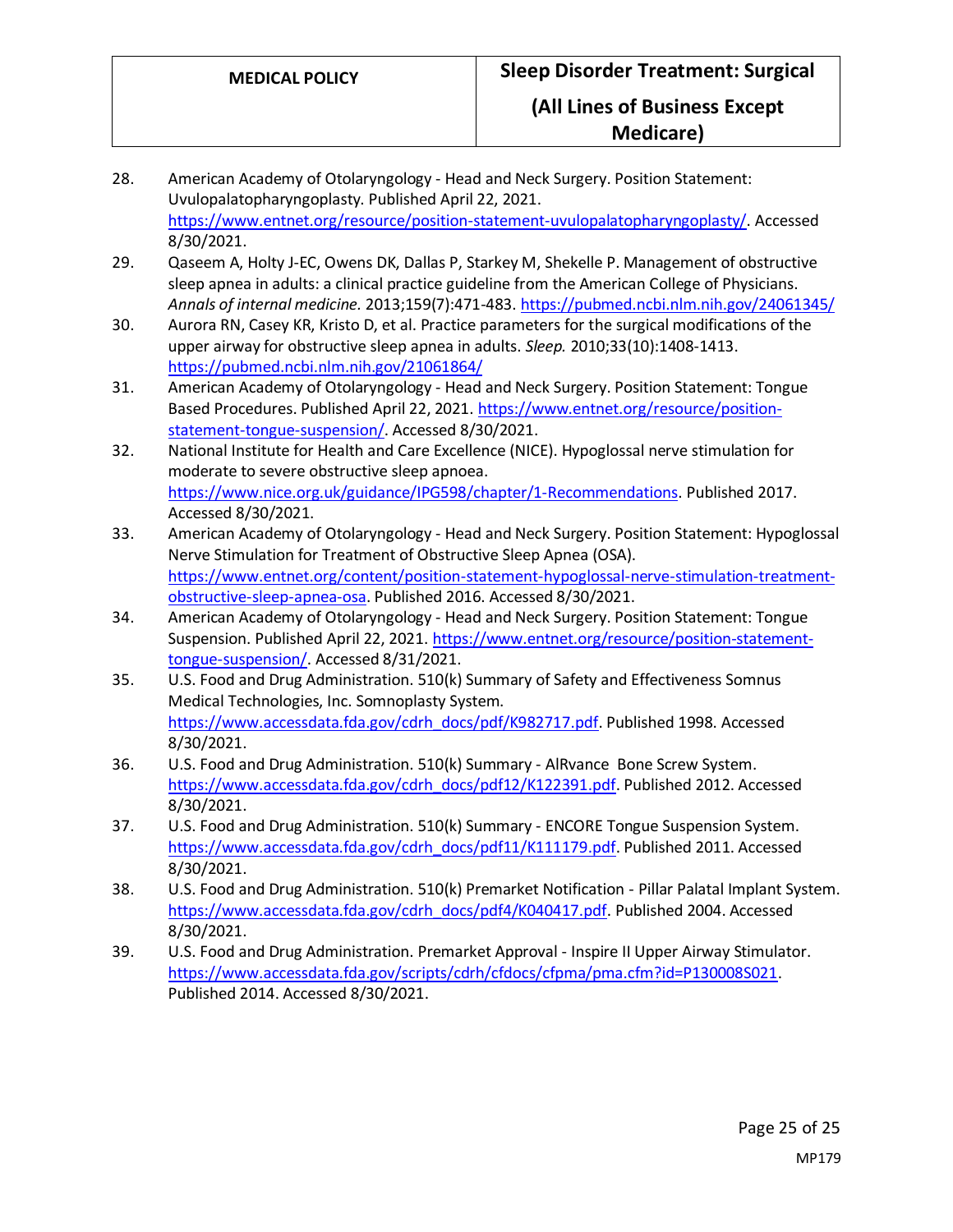28. American Academy of Otolaryngology - Head and Neck Surgery. Position Statement: Uvulopalatopharyngoplasty. Published April 22, 2021. https://www.entnet.org/resource/position-statement-uvulopalatopharyngoplasty/. Accessed 8/30/2021.
29. Qaseem A, Holty J-EC, Owens DK, Dallas P, Starkey M, Shekelle P. Management of obstructive sleep apnea in adults: a clinical practice guideline from the American College of Physicians. *Annals of internal medicine.* 2013;159(7):471-483. https://pubmed.ncbi.nlm.nih.gov/24061345/
30. Aurora RN, Casey KR, Kristo D, et al. Practice parameters for the surgical modifications of the upper airway for obstructive sleep apnea in adults. *Sleep.* 2010;33(10):1408-1413. https://pubmed.ncbi.nlm.nih.gov/21061864/
31. American Academy of Otolaryngology - Head and Neck Surgery. Position Statement: Tongue Based Procedures. Published April 22, 2021. https://www.entnet.org/resource/position-statement-tongue-suspension/. Accessed 8/30/2021.
32. National Institute for Health and Care Excellence (NICE). Hypoglossal nerve stimulation for moderate to severe obstructive sleep apnoea. https://www.nice.org.uk/guidance/IPG598/chapter/1-Recommendations. Published 2017. Accessed 8/30/2021.
33. American Academy of Otolaryngology - Head and Neck Surgery. Position Statement: Hypoglossal Nerve Stimulation for Treatment of Obstructive Sleep Apnea (OSA). https://www.entnet.org/content/position-statement-hypoglossal-nerve-stimulation-treatment-obstructive-sleep-apnea-osa. Published 2016. Accessed 8/30/2021.
34. American Academy of Otolaryngology - Head and Neck Surgery. Position Statement: Tongue Suspension. Published April 22, 2021. https://www.entnet.org/resource/position-statement-tongue-suspension/. Accessed 8/31/2021.
35. U.S. Food and Drug Administration. 510(k) Summary of Safety and Effectiveness Somnus Medical Technologies, Inc. Somnoplasty System. https://www.accessdata.fda.gov/cdrh_docs/pdf/K982717.pdf. Published 1998. Accessed 8/30/2021.
36. U.S. Food and Drug Administration. 510(k) Summary - AlRvance Bone Screw System. https://www.accessdata.fda.gov/cdrh_docs/pdf12/K122391.pdf. Published 2012. Accessed 8/30/2021.
37. U.S. Food and Drug Administration. 510(k) Summary - ENCORE Tongue Suspension System. https://www.accessdata.fda.gov/cdrh_docs/pdf11/K111179.pdf. Published 2011. Accessed 8/30/2021.
38. U.S. Food and Drug Administration. 510(k) Premarket Notification - Pillar Palatal Implant System. https://www.accessdata.fda.gov/cdrh_docs/pdf4/K040417.pdf. Published 2004. Accessed 8/30/2021.
39. U.S. Food and Drug Administration. Premarket Approval - Inspire II Upper Airway Stimulator. https://www.accessdata.fda.gov/scripts/cdrh/cfdocs/cfpma/pma.cfm?id=P130008S021. Published 2014. Accessed 8/30/2021.